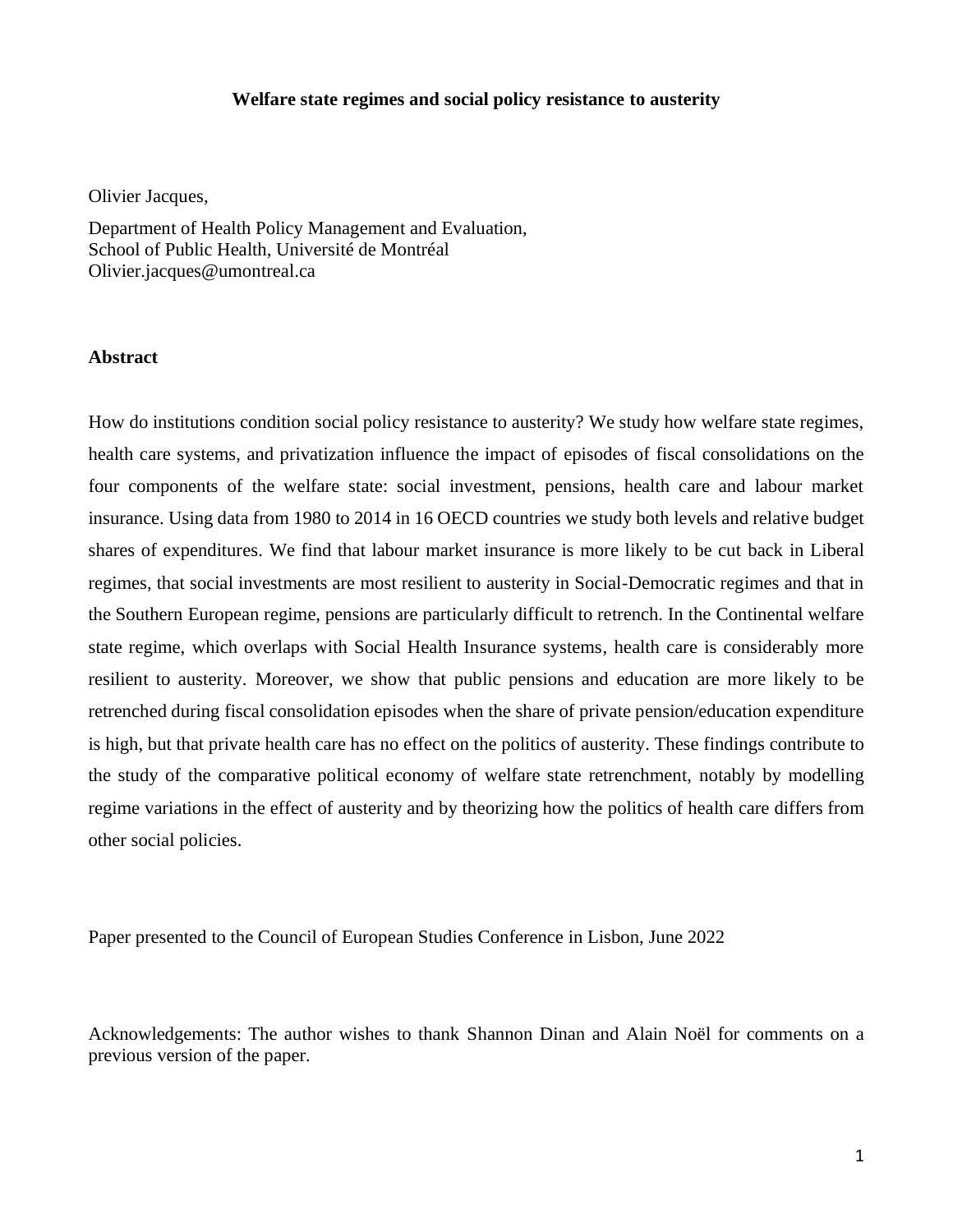# Welfare state regimes and social policy resistance to austerity

Olivier Jacques,

Department of Health Policy Management and Evaluation,
School of Public Health, Université de Montréal
Olivier.jacques@umontreal.ca

## Abstract

How do institutions condition social policy resistance to austerity? We study how welfare state regimes, health care systems, and privatization influence the impact of episodes of fiscal consolidations on the four components of the welfare state: social investment, pensions, health care and labour market insurance. Using data from 1980 to 2014 in 16 OECD countries we study both levels and relative budget shares of expenditures. We find that labour market insurance is more likely to be cut back in Liberal regimes, that social investments are most resilient to austerity in Social-Democratic regimes and that in the Southern European regime, pensions are particularly difficult to retrench. In the Continental welfare state regime, which overlaps with Social Health Insurance systems, health care is considerably more resilient to austerity. Moreover, we show that public pensions and education are more likely to be retrenched during fiscal consolidation episodes when the share of private pension/education expenditure is high, but that private health care has no effect on the politics of austerity. These findings contribute to the study of the comparative political economy of welfare state retrenchment, notably by modelling regime variations in the effect of austerity and by theorizing how the politics of health care differs from other social policies.

Paper presented to the Council of European Studies Conference in Lisbon, June 2022

Acknowledgements: The author wishes to thank Shannon Dinan and Alain Noël for comments on a previous version of the paper.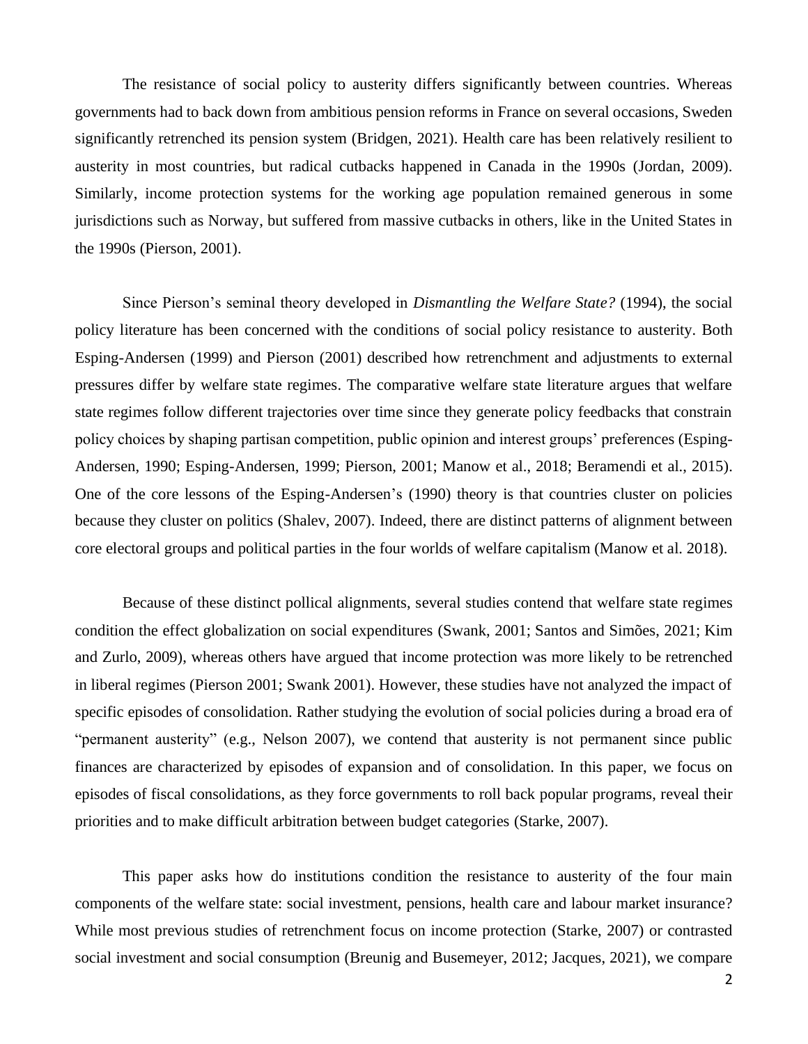The resistance of social policy to austerity differs significantly between countries. Whereas governments had to back down from ambitious pension reforms in France on several occasions, Sweden significantly retrenched its pension system (Bridgen, 2021). Health care has been relatively resilient to austerity in most countries, but radical cutbacks happened in Canada in the 1990s (Jordan, 2009). Similarly, income protection systems for the working age population remained generous in some jurisdictions such as Norway, but suffered from massive cutbacks in others, like in the United States in the 1990s (Pierson, 2001).

Since Pierson's seminal theory developed in *Dismantling the Welfare State?* (1994), the social policy literature has been concerned with the conditions of social policy resistance to austerity. Both Esping-Andersen (1999) and Pierson (2001) described how retrenchment and adjustments to external pressures differ by welfare state regimes. The comparative welfare state literature argues that welfare state regimes follow different trajectories over time since they generate policy feedbacks that constrain policy choices by shaping partisan competition, public opinion and interest groups' preferences (Esping-Andersen, 1990; Esping-Andersen, 1999; Pierson, 2001; Manow et al., 2018; Beramendi et al., 2015). One of the core lessons of the Esping-Andersen's (1990) theory is that countries cluster on policies because they cluster on politics (Shalev, 2007). Indeed, there are distinct patterns of alignment between core electoral groups and political parties in the four worlds of welfare capitalism (Manow et al. 2018).

Because of these distinct pollical alignments, several studies contend that welfare state regimes condition the effect globalization on social expenditures (Swank, 2001; Santos and Simões, 2021; Kim and Zurlo, 2009), whereas others have argued that income protection was more likely to be retrenched in liberal regimes (Pierson 2001; Swank 2001). However, these studies have not analyzed the impact of specific episodes of consolidation. Rather studying the evolution of social policies during a broad era of "permanent austerity" (e.g., Nelson 2007), we contend that austerity is not permanent since public finances are characterized by episodes of expansion and of consolidation. In this paper, we focus on episodes of fiscal consolidations, as they force governments to roll back popular programs, reveal their priorities and to make difficult arbitration between budget categories (Starke, 2007).

This paper asks how do institutions condition the resistance to austerity of the four main components of the welfare state: social investment, pensions, health care and labour market insurance? While most previous studies of retrenchment focus on income protection (Starke, 2007) or contrasted social investment and social consumption (Breunig and Busemeyer, 2012; Jacques, 2021), we compare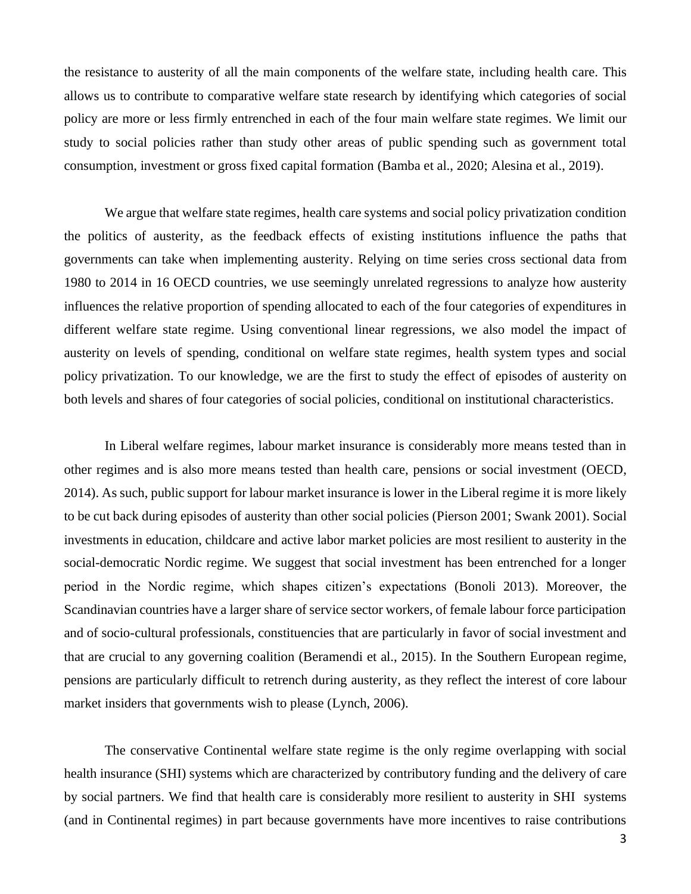the resistance to austerity of all the main components of the welfare state, including health care. This allows us to contribute to comparative welfare state research by identifying which categories of social policy are more or less firmly entrenched in each of the four main welfare state regimes. We limit our study to social policies rather than study other areas of public spending such as government total consumption, investment or gross fixed capital formation (Bamba et al., 2020; Alesina et al., 2019).

We argue that welfare state regimes, health care systems and social policy privatization condition the politics of austerity, as the feedback effects of existing institutions influence the paths that governments can take when implementing austerity. Relying on time series cross sectional data from 1980 to 2014 in 16 OECD countries, we use seemingly unrelated regressions to analyze how austerity influences the relative proportion of spending allocated to each of the four categories of expenditures in different welfare state regime. Using conventional linear regressions, we also model the impact of austerity on levels of spending, conditional on welfare state regimes, health system types and social policy privatization. To our knowledge, we are the first to study the effect of episodes of austerity on both levels and shares of four categories of social policies, conditional on institutional characteristics.

In Liberal welfare regimes, labour market insurance is considerably more means tested than in other regimes and is also more means tested than health care, pensions or social investment (OECD, 2014). As such, public support for labour market insurance is lower in the Liberal regime it is more likely to be cut back during episodes of austerity than other social policies (Pierson 2001; Swank 2001). Social investments in education, childcare and active labor market policies are most resilient to austerity in the social-democratic Nordic regime. We suggest that social investment has been entrenched for a longer period in the Nordic regime, which shapes citizen's expectations (Bonoli 2013). Moreover, the Scandinavian countries have a larger share of service sector workers, of female labour force participation and of socio-cultural professionals, constituencies that are particularly in favor of social investment and that are crucial to any governing coalition (Beramendi et al., 2015). In the Southern European regime, pensions are particularly difficult to retrench during austerity, as they reflect the interest of core labour market insiders that governments wish to please (Lynch, 2006).

The conservative Continental welfare state regime is the only regime overlapping with social health insurance (SHI) systems which are characterized by contributory funding and the delivery of care by social partners. We find that health care is considerably more resilient to austerity in SHI systems (and in Continental regimes) in part because governments have more incentives to raise contributions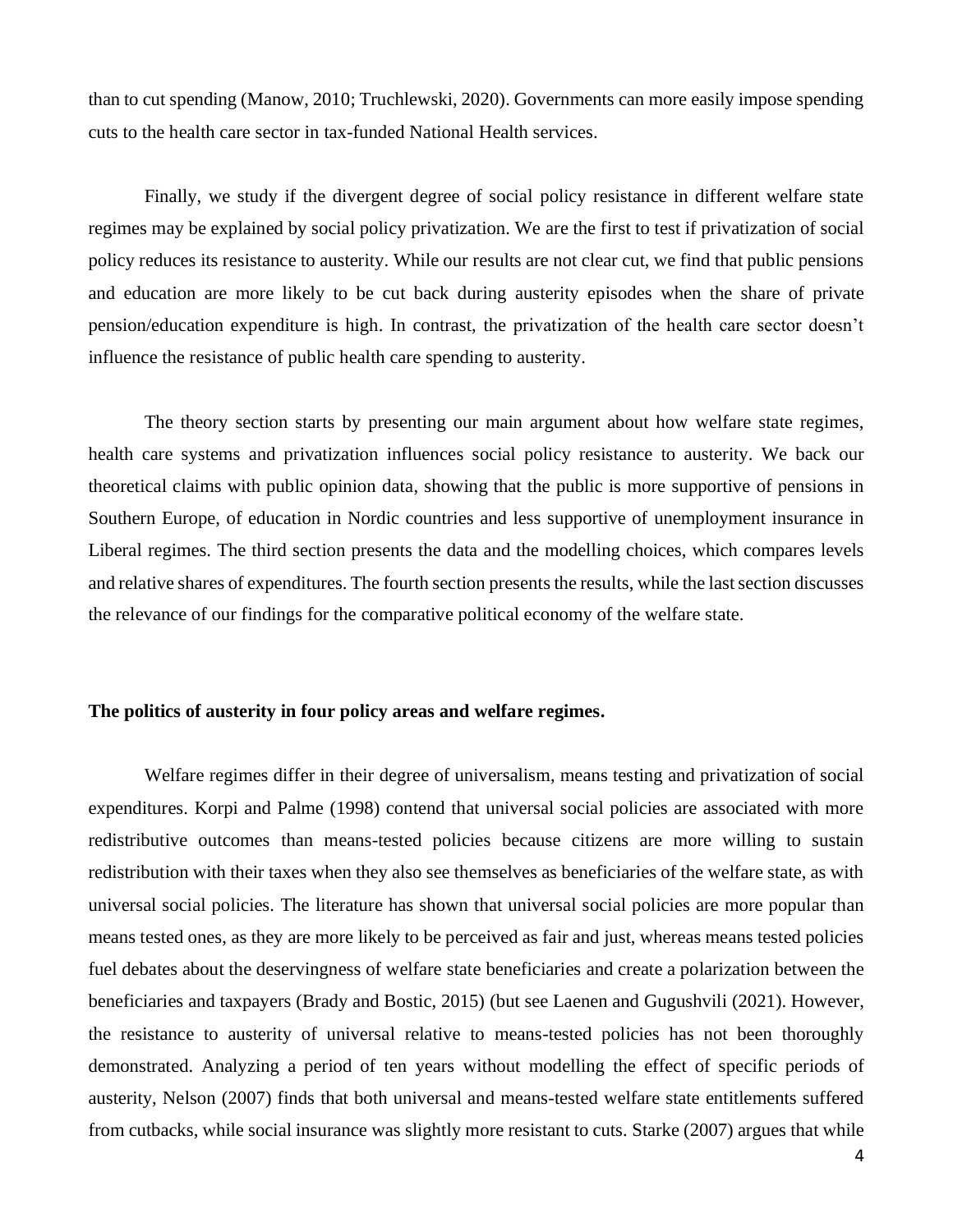than to cut spending (Manow, 2010; Truchlewski, 2020). Governments can more easily impose spending cuts to the health care sector in tax-funded National Health services.

Finally, we study if the divergent degree of social policy resistance in different welfare state regimes may be explained by social policy privatization. We are the first to test if privatization of social policy reduces its resistance to austerity. While our results are not clear cut, we find that public pensions and education are more likely to be cut back during austerity episodes when the share of private pension/education expenditure is high. In contrast, the privatization of the health care sector doesn't influence the resistance of public health care spending to austerity.

The theory section starts by presenting our main argument about how welfare state regimes, health care systems and privatization influences social policy resistance to austerity. We back our theoretical claims with public opinion data, showing that the public is more supportive of pensions in Southern Europe, of education in Nordic countries and less supportive of unemployment insurance in Liberal regimes. The third section presents the data and the modelling choices, which compares levels and relative shares of expenditures. The fourth section presents the results, while the last section discusses the relevance of our findings for the comparative political economy of the welfare state.

**The politics of austerity in four policy areas and welfare regimes.**

Welfare regimes differ in their degree of universalism, means testing and privatization of social expenditures. Korpi and Palme (1998) contend that universal social policies are associated with more redistributive outcomes than means-tested policies because citizens are more willing to sustain redistribution with their taxes when they also see themselves as beneficiaries of the welfare state, as with universal social policies. The literature has shown that universal social policies are more popular than means tested ones, as they are more likely to be perceived as fair and just, whereas means tested policies fuel debates about the deservingness of welfare state beneficiaries and create a polarization between the beneficiaries and taxpayers (Brady and Bostic, 2015) (but see Laenen and Gugushvili (2021). However, the resistance to austerity of universal relative to means-tested policies has not been thoroughly demonstrated. Analyzing a period of ten years without modelling the effect of specific periods of austerity, Nelson (2007) finds that both universal and means-tested welfare state entitlements suffered from cutbacks, while social insurance was slightly more resistant to cuts. Starke (2007) argues that while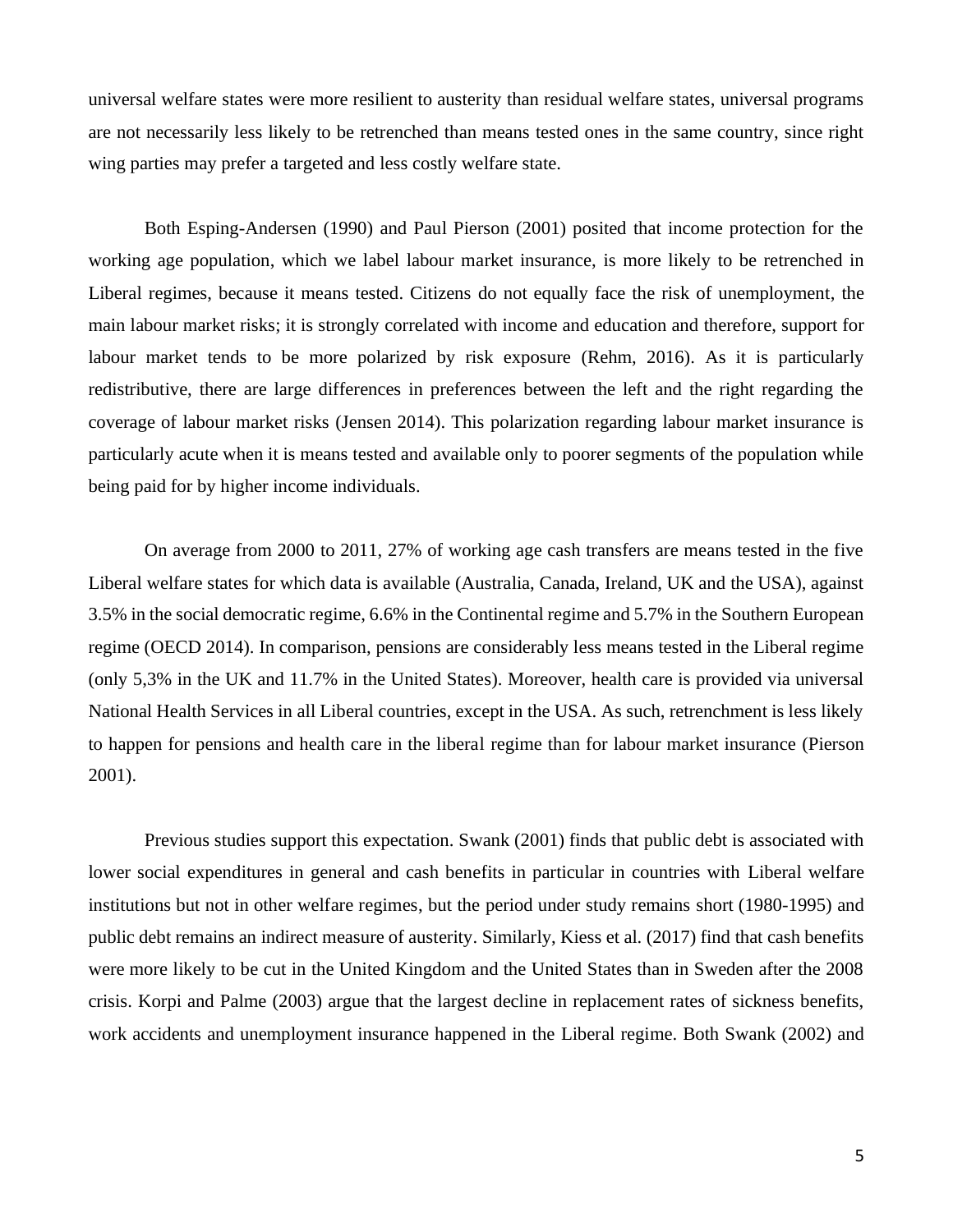universal welfare states were more resilient to austerity than residual welfare states, universal programs are not necessarily less likely to be retrenched than means tested ones in the same country, since right wing parties may prefer a targeted and less costly welfare state.

Both Esping-Andersen (1990) and Paul Pierson (2001) posited that income protection for the working age population, which we label labour market insurance, is more likely to be retrenched in Liberal regimes, because it means tested. Citizens do not equally face the risk of unemployment, the main labour market risks; it is strongly correlated with income and education and therefore, support for labour market tends to be more polarized by risk exposure (Rehm, 2016). As it is particularly redistributive, there are large differences in preferences between the left and the right regarding the coverage of labour market risks (Jensen 2014). This polarization regarding labour market insurance is particularly acute when it is means tested and available only to poorer segments of the population while being paid for by higher income individuals.

On average from 2000 to 2011, 27% of working age cash transfers are means tested in the five Liberal welfare states for which data is available (Australia, Canada, Ireland, UK and the USA), against 3.5% in the social democratic regime, 6.6% in the Continental regime and 5.7% in the Southern European regime (OECD 2014). In comparison, pensions are considerably less means tested in the Liberal regime (only 5,3% in the UK and 11.7% in the United States). Moreover, health care is provided via universal National Health Services in all Liberal countries, except in the USA. As such, retrenchment is less likely to happen for pensions and health care in the liberal regime than for labour market insurance (Pierson 2001).

Previous studies support this expectation. Swank (2001) finds that public debt is associated with lower social expenditures in general and cash benefits in particular in countries with Liberal welfare institutions but not in other welfare regimes, but the period under study remains short (1980-1995) and public debt remains an indirect measure of austerity. Similarly, Kiess et al. (2017) find that cash benefits were more likely to be cut in the United Kingdom and the United States than in Sweden after the 2008 crisis. Korpi and Palme (2003) argue that the largest decline in replacement rates of sickness benefits, work accidents and unemployment insurance happened in the Liberal regime. Both Swank (2002) and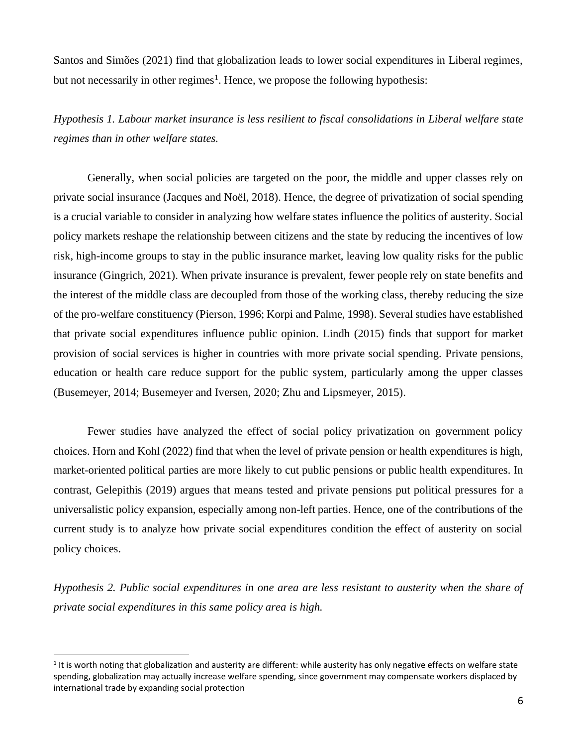Santos and Simões (2021) find that globalization leads to lower social expenditures in Liberal regimes, but not necessarily in other regimes[1]. Hence, we propose the following hypothesis:

*Hypothesis 1. Labour market insurance is less resilient to fiscal consolidations in Liberal welfare state regimes than in other welfare states.*

Generally, when social policies are targeted on the poor, the middle and upper classes rely on private social insurance (Jacques and Noël, 2018). Hence, the degree of privatization of social spending is a crucial variable to consider in analyzing how welfare states influence the politics of austerity. Social policy markets reshape the relationship between citizens and the state by reducing the incentives of low risk, high-income groups to stay in the public insurance market, leaving low quality risks for the public insurance (Gingrich, 2021). When private insurance is prevalent, fewer people rely on state benefits and the interest of the middle class are decoupled from those of the working class, thereby reducing the size of the pro-welfare constituency (Pierson, 1996; Korpi and Palme, 1998). Several studies have established that private social expenditures influence public opinion. Lindh (2015) finds that support for market provision of social services is higher in countries with more private social spending. Private pensions, education or health care reduce support for the public system, particularly among the upper classes (Busemeyer, 2014; Busemeyer and Iversen, 2020; Zhu and Lipsmeyer, 2015).

Fewer studies have analyzed the effect of social policy privatization on government policy choices. Horn and Kohl (2022) find that when the level of private pension or health expenditures is high, market-oriented political parties are more likely to cut public pensions or public health expenditures. In contrast, Gelepithis (2019) argues that means tested and private pensions put political pressures for a universalistic policy expansion, especially among non-left parties. Hence, one of the contributions of the current study is to analyze how private social expenditures condition the effect of austerity on social policy choices.

*Hypothesis 2. Public social expenditures in one area are less resistant to austerity when the share of private social expenditures in this same policy area is high.*

---

[1] It is worth noting that globalization and austerity are different: while austerity has only negative effects on welfare state spending, globalization may actually increase welfare spending, since government may compensate workers displaced by international trade by expanding social protection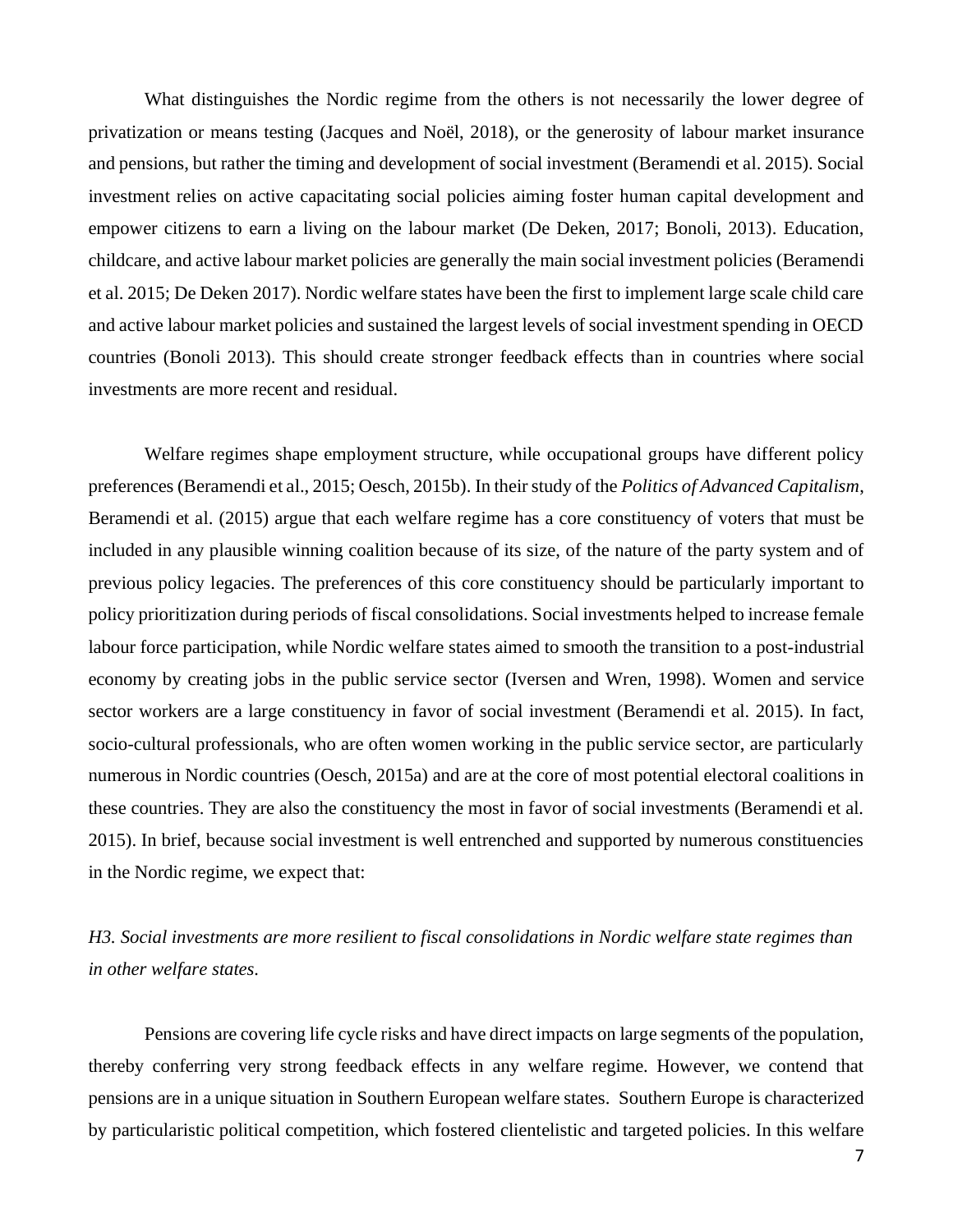What distinguishes the Nordic regime from the others is not necessarily the lower degree of privatization or means testing (Jacques and Noël, 2018), or the generosity of labour market insurance and pensions, but rather the timing and development of social investment (Beramendi et al. 2015). Social investment relies on active capacitating social policies aiming foster human capital development and empower citizens to earn a living on the labour market (De Deken, 2017; Bonoli, 2013). Education, childcare, and active labour market policies are generally the main social investment policies (Beramendi et al. 2015; De Deken 2017). Nordic welfare states have been the first to implement large scale child care and active labour market policies and sustained the largest levels of social investment spending in OECD countries (Bonoli 2013). This should create stronger feedback effects than in countries where social investments are more recent and residual.

Welfare regimes shape employment structure, while occupational groups have different policy preferences (Beramendi et al., 2015; Oesch, 2015b). In their study of the *Politics of Advanced Capitalism*, Beramendi et al. (2015) argue that each welfare regime has a core constituency of voters that must be included in any plausible winning coalition because of its size, of the nature of the party system and of previous policy legacies. The preferences of this core constituency should be particularly important to policy prioritization during periods of fiscal consolidations. Social investments helped to increase female labour force participation, while Nordic welfare states aimed to smooth the transition to a post-industrial economy by creating jobs in the public service sector (Iversen and Wren, 1998). Women and service sector workers are a large constituency in favor of social investment (Beramendi et al. 2015). In fact, socio-cultural professionals, who are often women working in the public service sector, are particularly numerous in Nordic countries (Oesch, 2015a) and are at the core of most potential electoral coalitions in these countries. They are also the constituency the most in favor of social investments (Beramendi et al. 2015). In brief, because social investment is well entrenched and supported by numerous constituencies in the Nordic regime, we expect that:

*H3. Social investments are more resilient to fiscal consolidations in Nordic welfare state regimes than in other welfare states.*

Pensions are covering life cycle risks and have direct impacts on large segments of the population, thereby conferring very strong feedback effects in any welfare regime. However, we contend that pensions are in a unique situation in Southern European welfare states. Southern Europe is characterized by particularistic political competition, which fostered clientelistic and targeted policies. In this welfare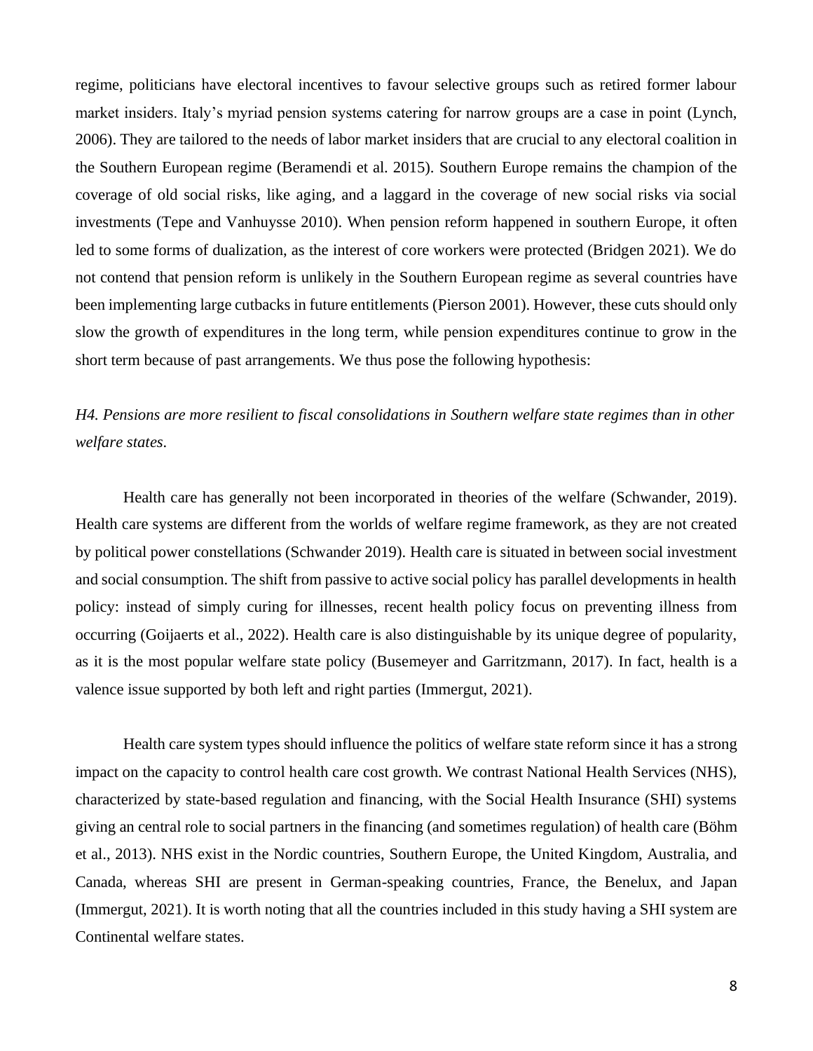regime, politicians have electoral incentives to favour selective groups such as retired former labour market insiders. Italy's myriad pension systems catering for narrow groups are a case in point (Lynch, 2006). They are tailored to the needs of labor market insiders that are crucial to any electoral coalition in the Southern European regime (Beramendi et al. 2015). Southern Europe remains the champion of the coverage of old social risks, like aging, and a laggard in the coverage of new social risks via social investments (Tepe and Vanhuysse 2010). When pension reform happened in southern Europe, it often led to some forms of dualization, as the interest of core workers were protected (Bridgen 2021). We do not contend that pension reform is unlikely in the Southern European regime as several countries have been implementing large cutbacks in future entitlements (Pierson 2001). However, these cuts should only slow the growth of expenditures in the long term, while pension expenditures continue to grow in the short term because of past arrangements. We thus pose the following hypothesis:

*H4. Pensions are more resilient to fiscal consolidations in Southern welfare state regimes than in other welfare states.*

Health care has generally not been incorporated in theories of the welfare (Schwander, 2019). Health care systems are different from the worlds of welfare regime framework, as they are not created by political power constellations (Schwander 2019). Health care is situated in between social investment and social consumption. The shift from passive to active social policy has parallel developments in health policy: instead of simply curing for illnesses, recent health policy focus on preventing illness from occurring (Goijaerts et al., 2022). Health care is also distinguishable by its unique degree of popularity, as it is the most popular welfare state policy (Busemeyer and Garritzmann, 2017). In fact, health is a valence issue supported by both left and right parties (Immergut, 2021).

Health care system types should influence the politics of welfare state reform since it has a strong impact on the capacity to control health care cost growth. We contrast National Health Services (NHS), characterized by state-based regulation and financing, with the Social Health Insurance (SHI) systems giving an central role to social partners in the financing (and sometimes regulation) of health care (Böhm et al., 2013). NHS exist in the Nordic countries, Southern Europe, the United Kingdom, Australia, and Canada, whereas SHI are present in German-speaking countries, France, the Benelux, and Japan (Immergut, 2021). It is worth noting that all the countries included in this study having a SHI system are Continental welfare states.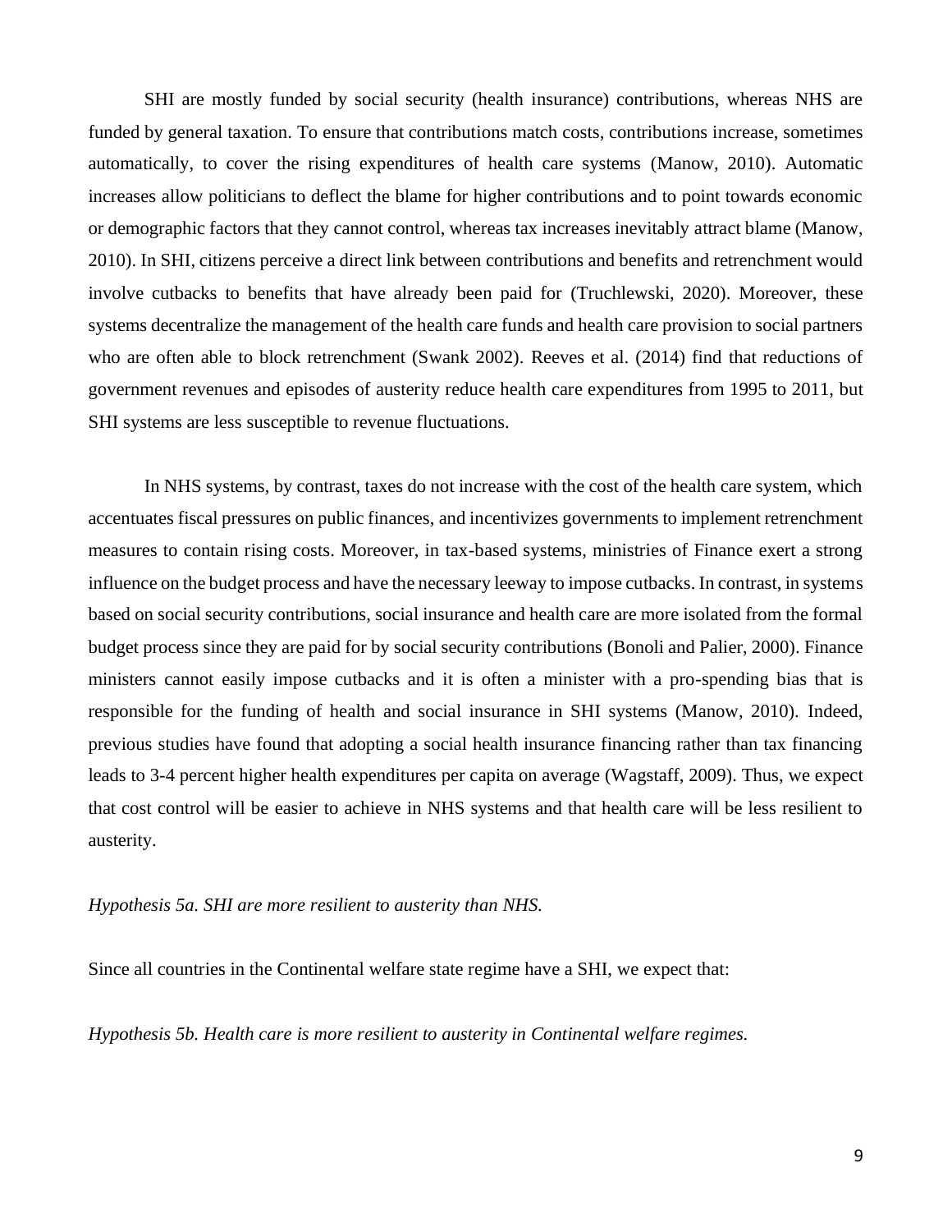SHI are mostly funded by social security (health insurance) contributions, whereas NHS are funded by general taxation. To ensure that contributions match costs, contributions increase, sometimes automatically, to cover the rising expenditures of health care systems (Manow, 2010). Automatic increases allow politicians to deflect the blame for higher contributions and to point towards economic or demographic factors that they cannot control, whereas tax increases inevitably attract blame (Manow, 2010). In SHI, citizens perceive a direct link between contributions and benefits and retrenchment would involve cutbacks to benefits that have already been paid for (Truchlewski, 2020). Moreover, these systems decentralize the management of the health care funds and health care provision to social partners who are often able to block retrenchment (Swank 2002). Reeves et al. (2014) find that reductions of government revenues and episodes of austerity reduce health care expenditures from 1995 to 2011, but SHI systems are less susceptible to revenue fluctuations.

In NHS systems, by contrast, taxes do not increase with the cost of the health care system, which accentuates fiscal pressures on public finances, and incentivizes governments to implement retrenchment measures to contain rising costs. Moreover, in tax-based systems, ministries of Finance exert a strong influence on the budget process and have the necessary leeway to impose cutbacks. In contrast, in systems based on social security contributions, social insurance and health care are more isolated from the formal budget process since they are paid for by social security contributions (Bonoli and Palier, 2000). Finance ministers cannot easily impose cutbacks and it is often a minister with a pro-spending bias that is responsible for the funding of health and social insurance in SHI systems (Manow, 2010). Indeed, previous studies have found that adopting a social health insurance financing rather than tax financing leads to 3-4 percent higher health expenditures per capita on average (Wagstaff, 2009). Thus, we expect that cost control will be easier to achieve in NHS systems and that health care will be less resilient to austerity.

*Hypothesis 5a. SHI are more resilient to austerity than NHS.*

Since all countries in the Continental welfare state regime have a SHI, we expect that:

*Hypothesis 5b. Health care is more resilient to austerity in Continental welfare regimes.*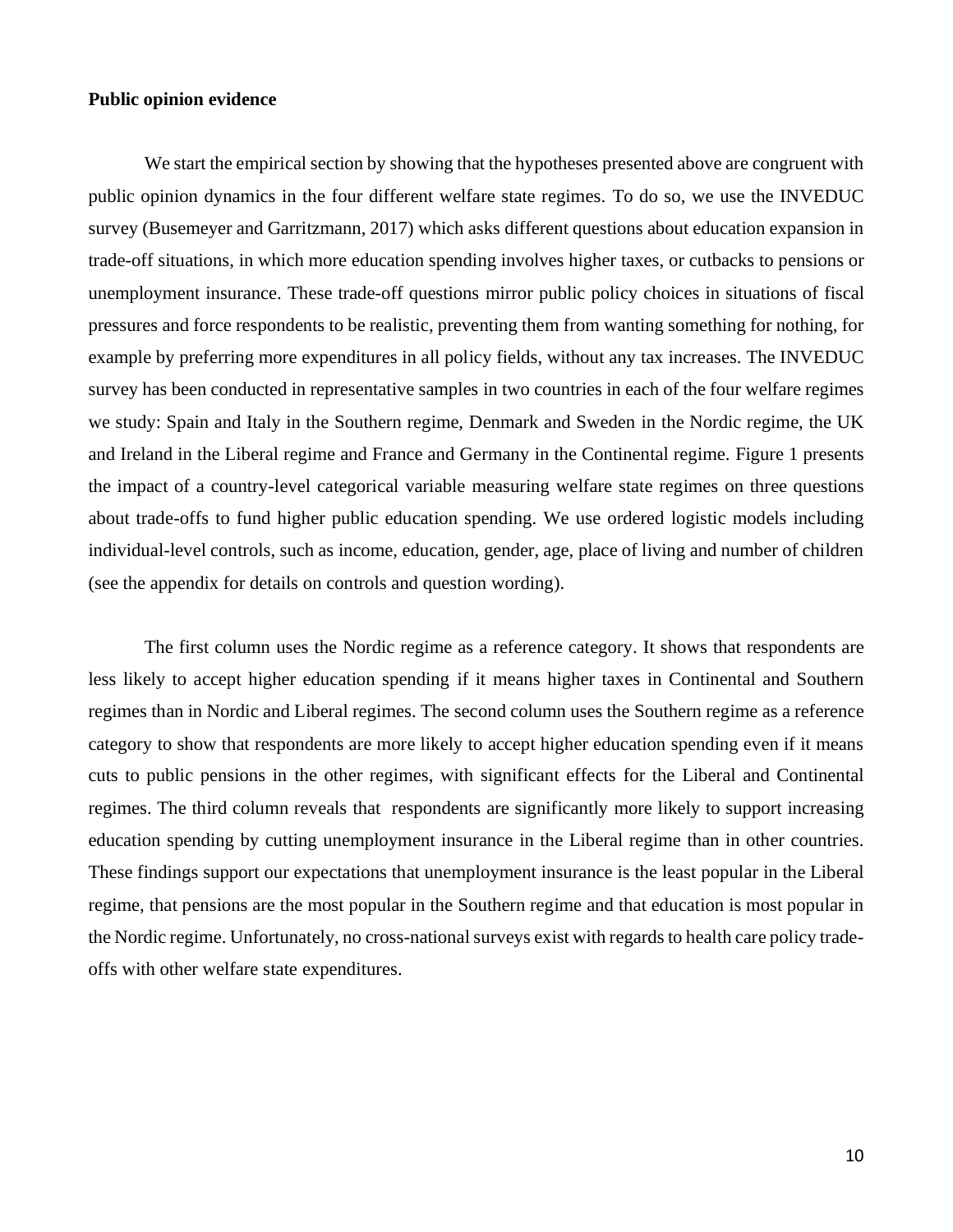**Public opinion evidence**

We start the empirical section by showing that the hypotheses presented above are congruent with public opinion dynamics in the four different welfare state regimes. To do so, we use the INVEDUC survey (Busemeyer and Garritzmann, 2017) which asks different questions about education expansion in trade-off situations, in which more education spending involves higher taxes, or cutbacks to pensions or unemployment insurance. These trade-off questions mirror public policy choices in situations of fiscal pressures and force respondents to be realistic, preventing them from wanting something for nothing, for example by preferring more expenditures in all policy fields, without any tax increases. The INVEDUC survey has been conducted in representative samples in two countries in each of the four welfare regimes we study: Spain and Italy in the Southern regime, Denmark and Sweden in the Nordic regime, the UK and Ireland in the Liberal regime and France and Germany in the Continental regime. Figure 1 presents the impact of a country-level categorical variable measuring welfare state regimes on three questions about trade-offs to fund higher public education spending. We use ordered logistic models including individual-level controls, such as income, education, gender, age, place of living and number of children (see the appendix for details on controls and question wording).

The first column uses the Nordic regime as a reference category. It shows that respondents are less likely to accept higher education spending if it means higher taxes in Continental and Southern regimes than in Nordic and Liberal regimes. The second column uses the Southern regime as a reference category to show that respondents are more likely to accept higher education spending even if it means cuts to public pensions in the other regimes, with significant effects for the Liberal and Continental regimes. The third column reveals that respondents are significantly more likely to support increasing education spending by cutting unemployment insurance in the Liberal regime than in other countries. These findings support our expectations that unemployment insurance is the least popular in the Liberal regime, that pensions are the most popular in the Southern regime and that education is most popular in the Nordic regime. Unfortunately, no cross-national surveys exist with regards to health care policy trade-offs with other welfare state expenditures.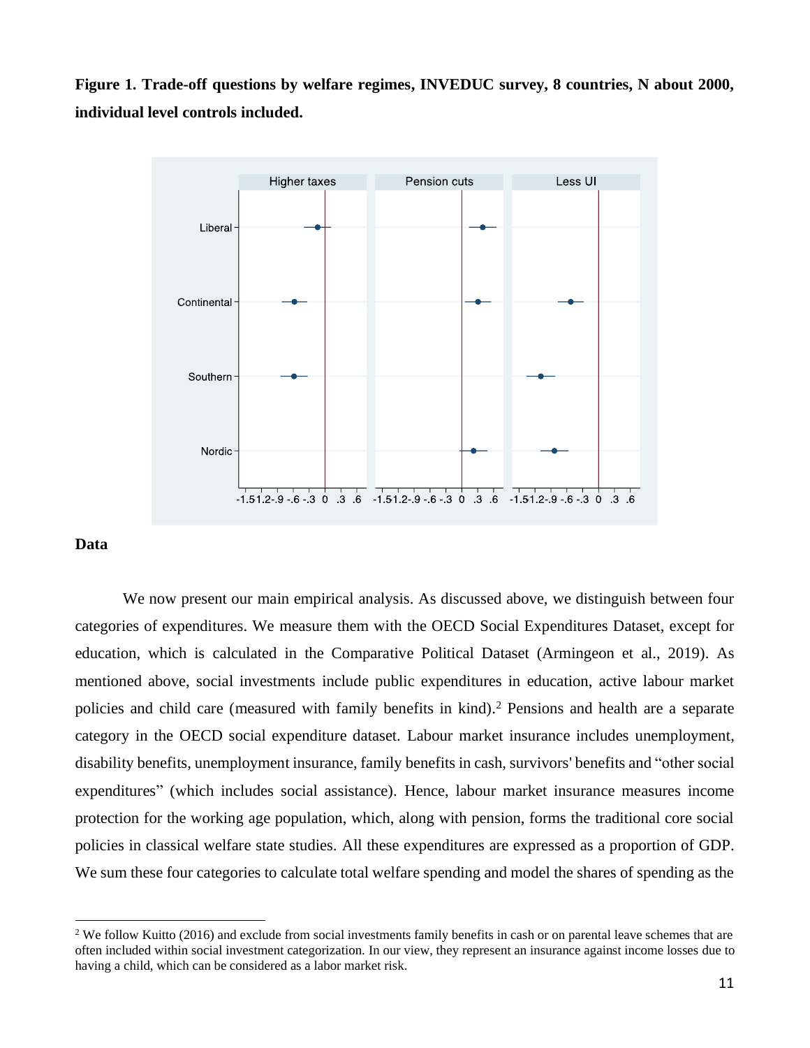**Figure 1. Trade-off questions by welfare regimes, INVEDUC survey, 8 countries, N about 2000, individual level controls included.**

## Data

We now present our main empirical analysis. As discussed above, we distinguish between four categories of expenditures. We measure them with the OECD Social Expenditures Dataset, except for education, which is calculated in the Comparative Political Dataset (Armingeon et al., 2019). As mentioned above, social investments include public expenditures in education, active labour market policies and child care (measured with family benefits in kind).[2] Pensions and health are a separate category in the OECD social expenditure dataset. Labour market insurance includes unemployment, disability benefits, unemployment insurance, family benefits in cash, survivors' benefits and "other social expenditures" (which includes social assistance). Hence, labour market insurance measures income protection for the working age population, which, along with pension, forms the traditional core social policies in classical welfare state studies. All these expenditures are expressed as a proportion of GDP. We sum these four categories to calculate total welfare spending and model the shares of spending as the

[2] We follow Kuitto (2016) and exclude from social investments family benefits in cash or on parental leave schemes that are often included within social investment categorization. In our view, they represent an insurance against income losses due to having a child, which can be considered as a labor market risk.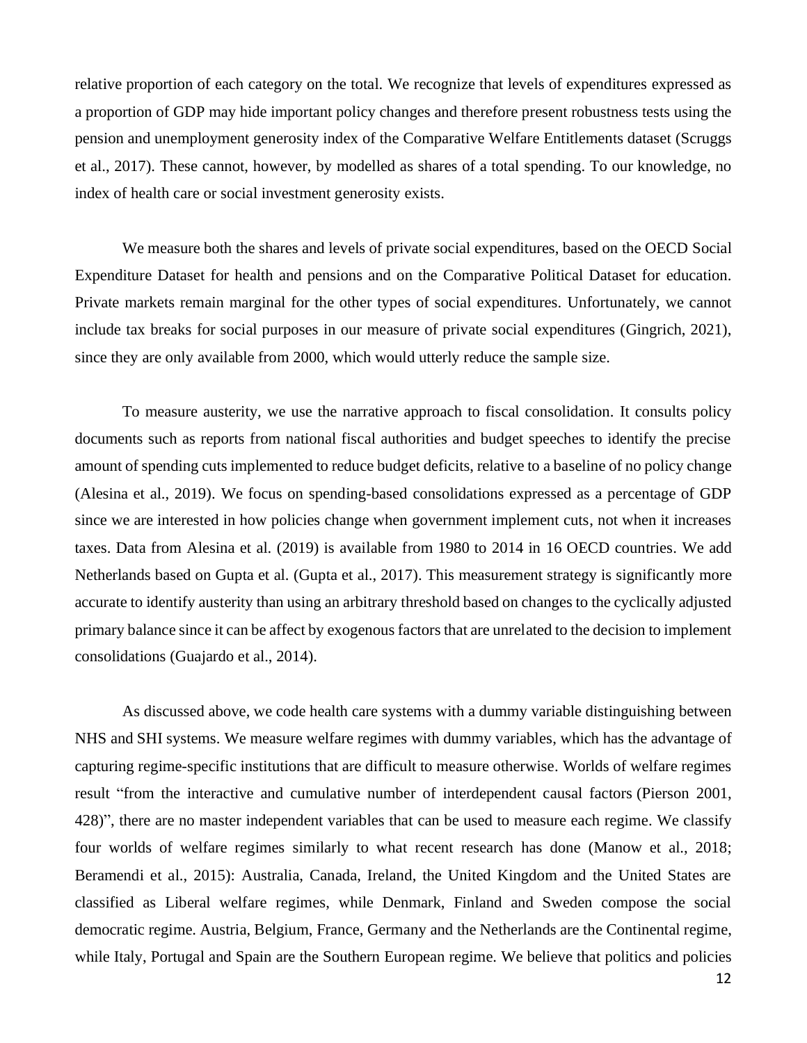relative proportion of each category on the total. We recognize that levels of expenditures expressed as a proportion of GDP may hide important policy changes and therefore present robustness tests using the pension and unemployment generosity index of the Comparative Welfare Entitlements dataset (Scruggs et al., 2017). These cannot, however, by modelled as shares of a total spending. To our knowledge, no index of health care or social investment generosity exists.

We measure both the shares and levels of private social expenditures, based on the OECD Social Expenditure Dataset for health and pensions and on the Comparative Political Dataset for education. Private markets remain marginal for the other types of social expenditures. Unfortunately, we cannot include tax breaks for social purposes in our measure of private social expenditures (Gingrich, 2021), since they are only available from 2000, which would utterly reduce the sample size.

To measure austerity, we use the narrative approach to fiscal consolidation. It consults policy documents such as reports from national fiscal authorities and budget speeches to identify the precise amount of spending cuts implemented to reduce budget deficits, relative to a baseline of no policy change (Alesina et al., 2019). We focus on spending-based consolidations expressed as a percentage of GDP since we are interested in how policies change when government implement cuts, not when it increases taxes. Data from Alesina et al. (2019) is available from 1980 to 2014 in 16 OECD countries. We add Netherlands based on Gupta et al. (Gupta et al., 2017). This measurement strategy is significantly more accurate to identify austerity than using an arbitrary threshold based on changes to the cyclically adjusted primary balance since it can be affect by exogenous factors that are unrelated to the decision to implement consolidations (Guajardo et al., 2014).

As discussed above, we code health care systems with a dummy variable distinguishing between NHS and SHI systems. We measure welfare regimes with dummy variables, which has the advantage of capturing regime-specific institutions that are difficult to measure otherwise. Worlds of welfare regimes result "from the interactive and cumulative number of interdependent causal factors (Pierson 2001, 428)", there are no master independent variables that can be used to measure each regime. We classify four worlds of welfare regimes similarly to what recent research has done (Manow et al., 2018; Beramendi et al., 2015): Australia, Canada, Ireland, the United Kingdom and the United States are classified as Liberal welfare regimes, while Denmark, Finland and Sweden compose the social democratic regime. Austria, Belgium, France, Germany and the Netherlands are the Continental regime, while Italy, Portugal and Spain are the Southern European regime. We believe that politics and policies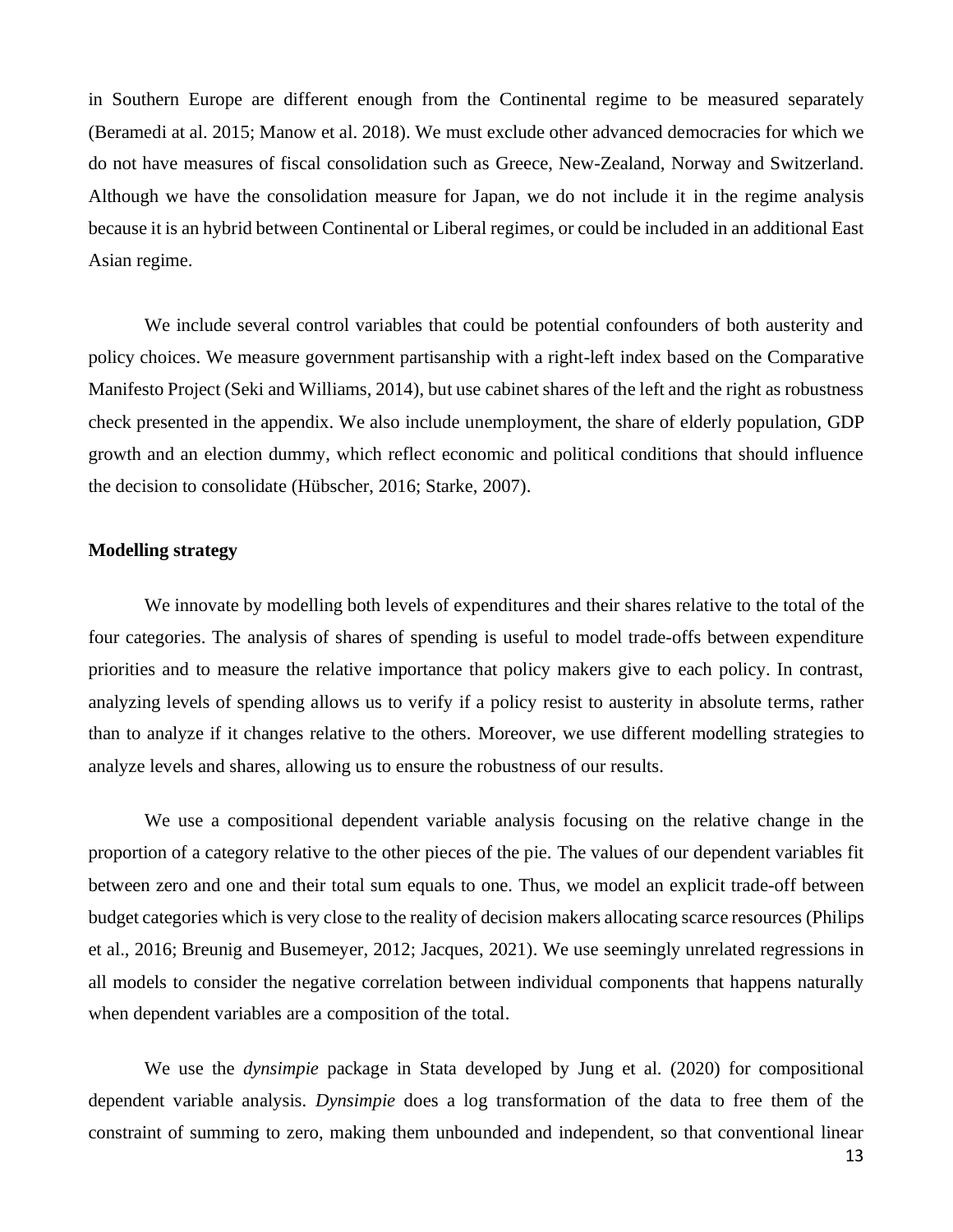in Southern Europe are different enough from the Continental regime to be measured separately (Beramedi at al. 2015; Manow et al. 2018). We must exclude other advanced democracies for which we do not have measures of fiscal consolidation such as Greece, New-Zealand, Norway and Switzerland. Although we have the consolidation measure for Japan, we do not include it in the regime analysis because it is an hybrid between Continental or Liberal regimes, or could be included in an additional East Asian regime.

We include several control variables that could be potential confounders of both austerity and policy choices. We measure government partisanship with a right-left index based on the Comparative Manifesto Project (Seki and Williams, 2014), but use cabinet shares of the left and the right as robustness check presented in the appendix. We also include unemployment, the share of elderly population, GDP growth and an election dummy, which reflect economic and political conditions that should influence the decision to consolidate (Hübscher, 2016; Starke, 2007).

**Modelling strategy**

We innovate by modelling both levels of expenditures and their shares relative to the total of the four categories. The analysis of shares of spending is useful to model trade-offs between expenditure priorities and to measure the relative importance that policy makers give to each policy. In contrast, analyzing levels of spending allows us to verify if a policy resist to austerity in absolute terms, rather than to analyze if it changes relative to the others. Moreover, we use different modelling strategies to analyze levels and shares, allowing us to ensure the robustness of our results.

We use a compositional dependent variable analysis focusing on the relative change in the proportion of a category relative to the other pieces of the pie. The values of our dependent variables fit between zero and one and their total sum equals to one. Thus, we model an explicit trade-off between budget categories which is very close to the reality of decision makers allocating scarce resources (Philips et al., 2016; Breunig and Busemeyer, 2012; Jacques, 2021). We use seemingly unrelated regressions in all models to consider the negative correlation between individual components that happens naturally when dependent variables are a composition of the total.

We use the *dynsimpie* package in Stata developed by Jung et al. (2020) for compositional dependent variable analysis. *Dynsimpie* does a log transformation of the data to free them of the constraint of summing to zero, making them unbounded and independent, so that conventional linear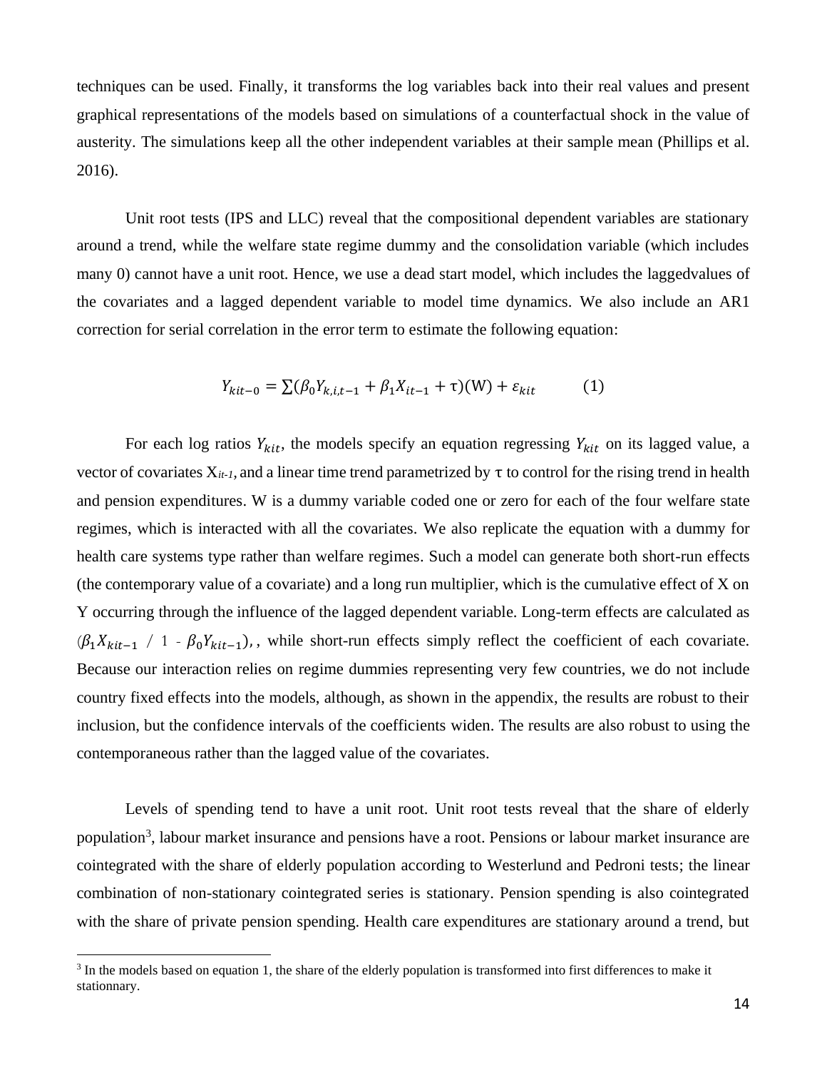techniques can be used. Finally, it transforms the log variables back into their real values and present graphical representations of the models based on simulations of a counterfactual shock in the value of austerity. The simulations keep all the other independent variables at their sample mean (Phillips et al. 2016).

Unit root tests (IPS and LLC) reveal that the compositional dependent variables are stationary around a trend, while the welfare state regime dummy and the consolidation variable (which includes many 0) cannot have a unit root. Hence, we use a dead start model, which includes the laggedvalues of the covariates and a lagged dependent variable to model time dynamics. We also include an AR1 correction for serial correlation in the error term to estimate the following equation:

$$Y_{kit-0} = \sum(\beta_0 Y_{k,i,t-1} + \beta_1 X_{it-1} + \tau)(\mathrm{W}) + \varepsilon_{kit} \qquad (1)$$

For each log ratios $Y_{kit}$, the models specify an equation regressing $Y_{kit}$ on its lagged value, a vector of covariates $X_{it-1}$, and a linear time trend parametrized by $\tau$ to control for the rising trend in health and pension expenditures. W is a dummy variable coded one or zero for each of the four welfare state regimes, which is interacted with all the covariates. We also replicate the equation with a dummy for health care systems type rather than welfare regimes. Such a model can generate both short-run effects (the contemporary value of a covariate) and a long run multiplier, which is the cumulative effect of X on Y occurring through the influence of the lagged dependent variable. Long-term effects are calculated as ($\beta_1 X_{kit-1}$ / 1 - $\beta_0 Y_{kit-1}$), , while short-run effects simply reflect the coefficient of each covariate. Because our interaction relies on regime dummies representing very few countries, we do not include country fixed effects into the models, although, as shown in the appendix, the results are robust to their inclusion, but the confidence intervals of the coefficients widen. The results are also robust to using the contemporaneous rather than the lagged value of the covariates.

Levels of spending tend to have a unit root. Unit root tests reveal that the share of elderly population[3], labour market insurance and pensions have a root. Pensions or labour market insurance are cointegrated with the share of elderly population according to Westerlund and Pedroni tests; the linear combination of non-stationary cointegrated series is stationary. Pension spending is also cointegrated with the share of private pension spending. Health care expenditures are stationary around a trend, but

[3] In the models based on equation 1, the share of the elderly population is transformed into first differences to make it stationnary.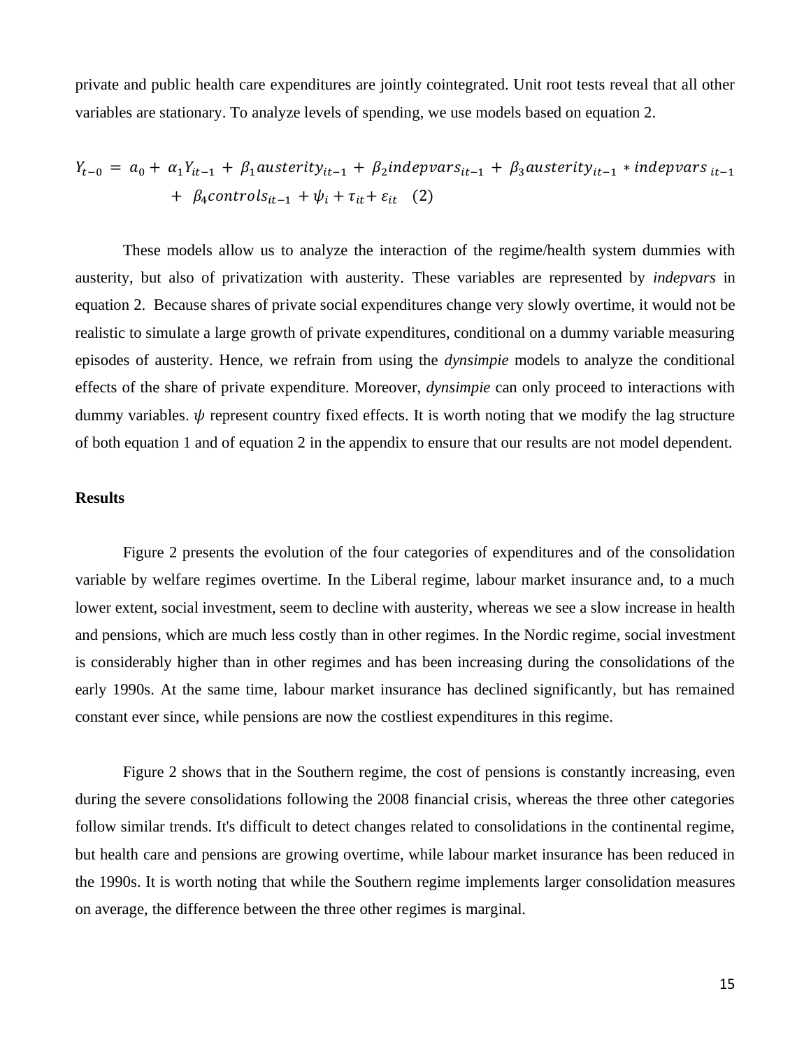private and public health care expenditures are jointly cointegrated. Unit root tests reveal that all other variables are stationary. To analyze levels of spending, we use models based on equation 2.

$$Y_{t-0} = a_0 + \alpha_1 Y_{it-1} + \beta_1 austerity_{it-1} + \beta_2 indepvars_{it-1} + \beta_3 austerity_{it-1} * indepvars_{it-1} + \beta_4 controls_{it-1} + \psi_i + \tau_{it} + \varepsilon_{it} \quad (2)$$

These models allow us to analyze the interaction of the regime/health system dummies with austerity, but also of privatization with austerity. These variables are represented by *indepvars* in equation 2. Because shares of private social expenditures change very slowly overtime, it would not be realistic to simulate a large growth of private expenditures, conditional on a dummy variable measuring episodes of austerity. Hence, we refrain from using the *dynsimpie* models to analyze the conditional effects of the share of private expenditure. Moreover, *dynsimpie* can only proceed to interactions with dummy variables. $\psi$ represent country fixed effects. It is worth noting that we modify the lag structure of both equation 1 and of equation 2 in the appendix to ensure that our results are not model dependent.

**Results**

Figure 2 presents the evolution of the four categories of expenditures and of the consolidation variable by welfare regimes overtime. In the Liberal regime, labour market insurance and, to a much lower extent, social investment, seem to decline with austerity, whereas we see a slow increase in health and pensions, which are much less costly than in other regimes. In the Nordic regime, social investment is considerably higher than in other regimes and has been increasing during the consolidations of the early 1990s. At the same time, labour market insurance has declined significantly, but has remained constant ever since, while pensions are now the costliest expenditures in this regime.

Figure 2 shows that in the Southern regime, the cost of pensions is constantly increasing, even during the severe consolidations following the 2008 financial crisis, whereas the three other categories follow similar trends. It's difficult to detect changes related to consolidations in the continental regime, but health care and pensions are growing overtime, while labour market insurance has been reduced in the 1990s. It is worth noting that while the Southern regime implements larger consolidation measures on average, the difference between the three other regimes is marginal.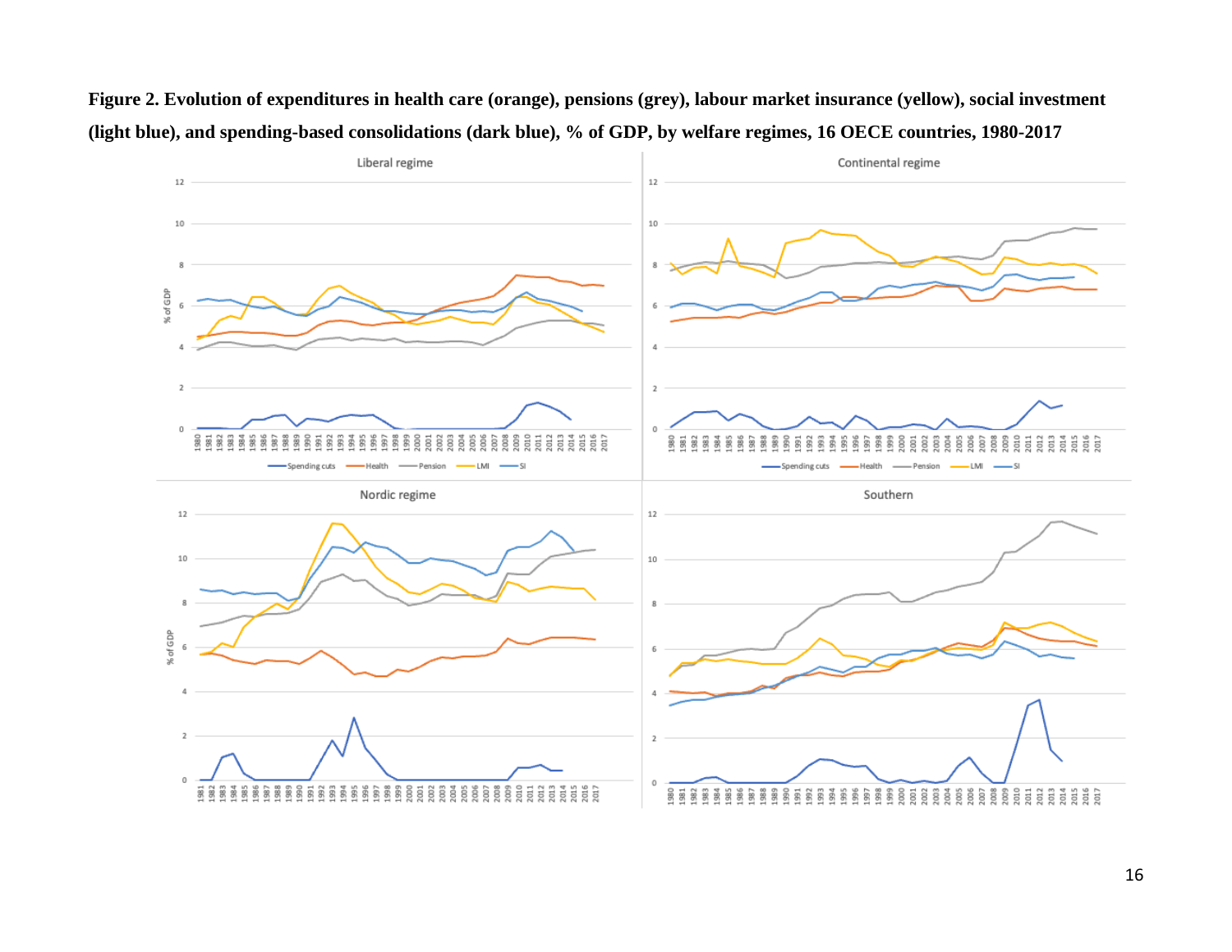**Figure 2. Evolution of expenditures in health care (orange), pensions (grey), labour market insurance (yellow), social investment (light blue), and spending-based consolidations (dark blue), % of GDP, by welfare regimes, 16 OECE countries, 1980-2017**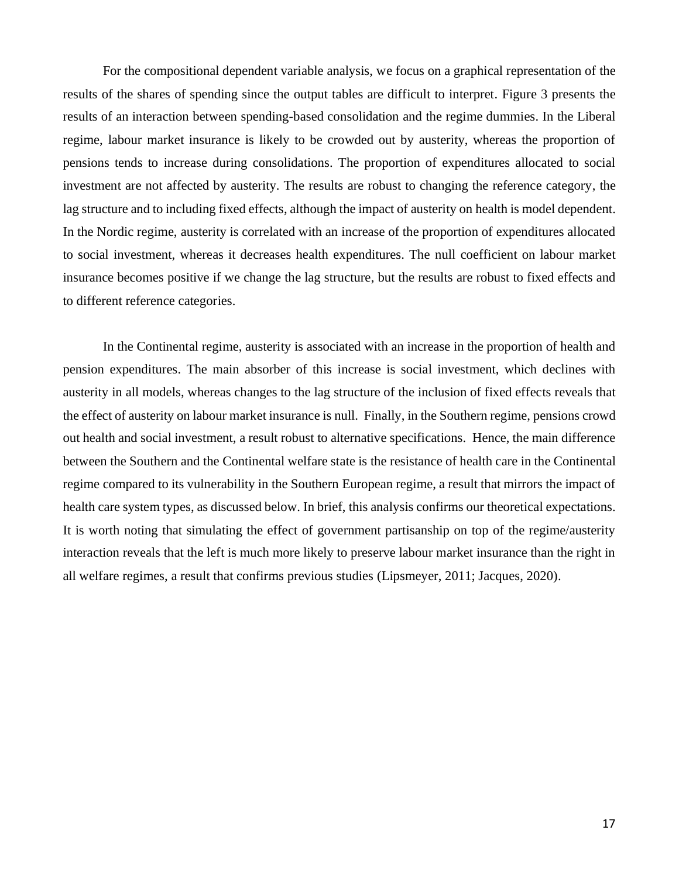For the compositional dependent variable analysis, we focus on a graphical representation of the results of the shares of spending since the output tables are difficult to interpret. Figure 3 presents the results of an interaction between spending-based consolidation and the regime dummies. In the Liberal regime, labour market insurance is likely to be crowded out by austerity, whereas the proportion of pensions tends to increase during consolidations. The proportion of expenditures allocated to social investment are not affected by austerity. The results are robust to changing the reference category, the lag structure and to including fixed effects, although the impact of austerity on health is model dependent. In the Nordic regime, austerity is correlated with an increase of the proportion of expenditures allocated to social investment, whereas it decreases health expenditures. The null coefficient on labour market insurance becomes positive if we change the lag structure, but the results are robust to fixed effects and to different reference categories.

In the Continental regime, austerity is associated with an increase in the proportion of health and pension expenditures. The main absorber of this increase is social investment, which declines with austerity in all models, whereas changes to the lag structure of the inclusion of fixed effects reveals that the effect of austerity on labour market insurance is null. Finally, in the Southern regime, pensions crowd out health and social investment, a result robust to alternative specifications. Hence, the main difference between the Southern and the Continental welfare state is the resistance of health care in the Continental regime compared to its vulnerability in the Southern European regime, a result that mirrors the impact of health care system types, as discussed below. In brief, this analysis confirms our theoretical expectations. It is worth noting that simulating the effect of government partisanship on top of the regime/austerity interaction reveals that the left is much more likely to preserve labour market insurance than the right in all welfare regimes, a result that confirms previous studies (Lipsmeyer, 2011; Jacques, 2020).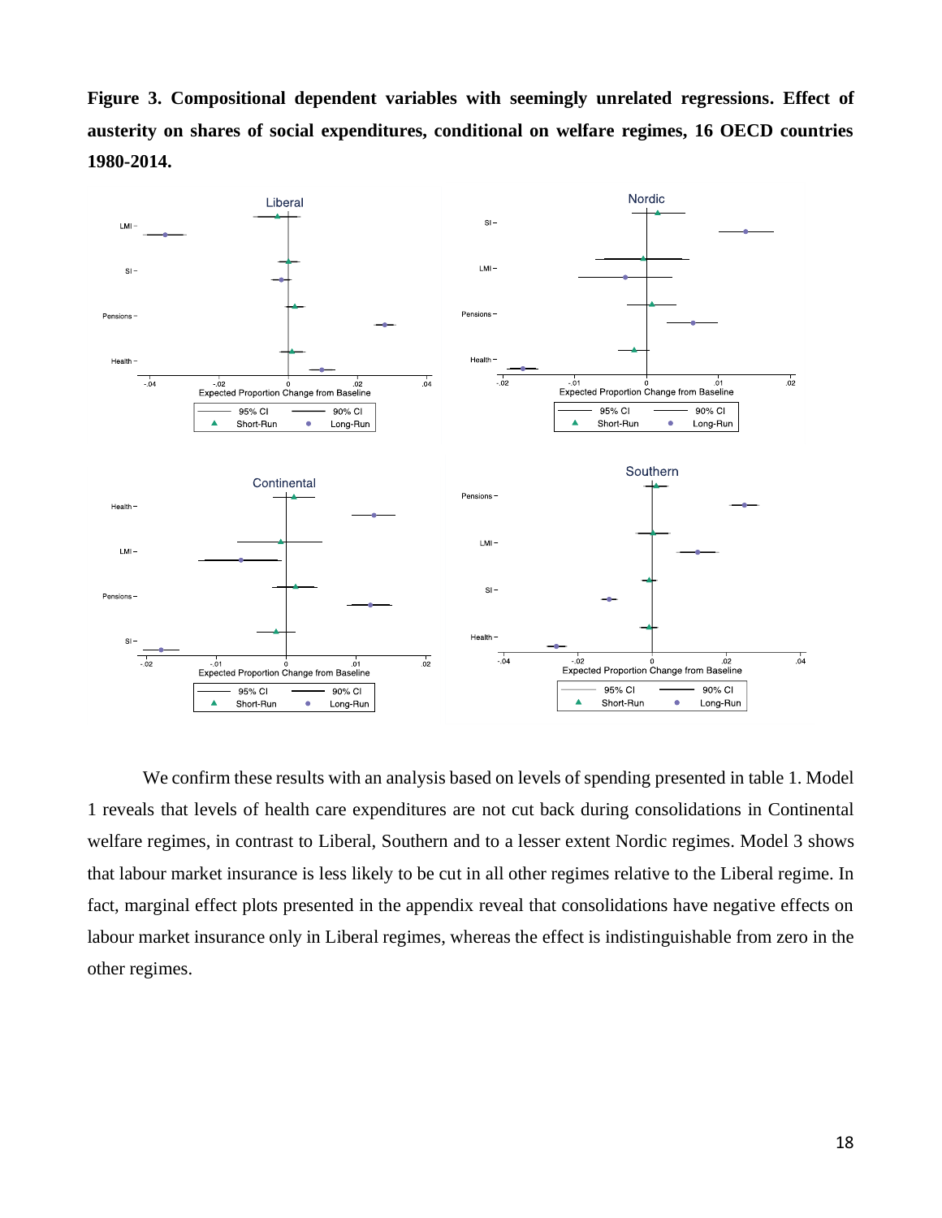**Figure 3. Compositional dependent variables with seemingly unrelated regressions. Effect of austerity on shares of social expenditures, conditional on welfare regimes, 16 OECD countries 1980-2014.**

We confirm these results with an analysis based on levels of spending presented in table 1. Model 1 reveals that levels of health care expenditures are not cut back during consolidations in Continental welfare regimes, in contrast to Liberal, Southern and to a lesser extent Nordic regimes. Model 3 shows that labour market insurance is less likely to be cut in all other regimes relative to the Liberal regime. In fact, marginal effect plots presented in the appendix reveal that consolidations have negative effects on labour market insurance only in Liberal regimes, whereas the effect is indistinguishable from zero in the other regimes.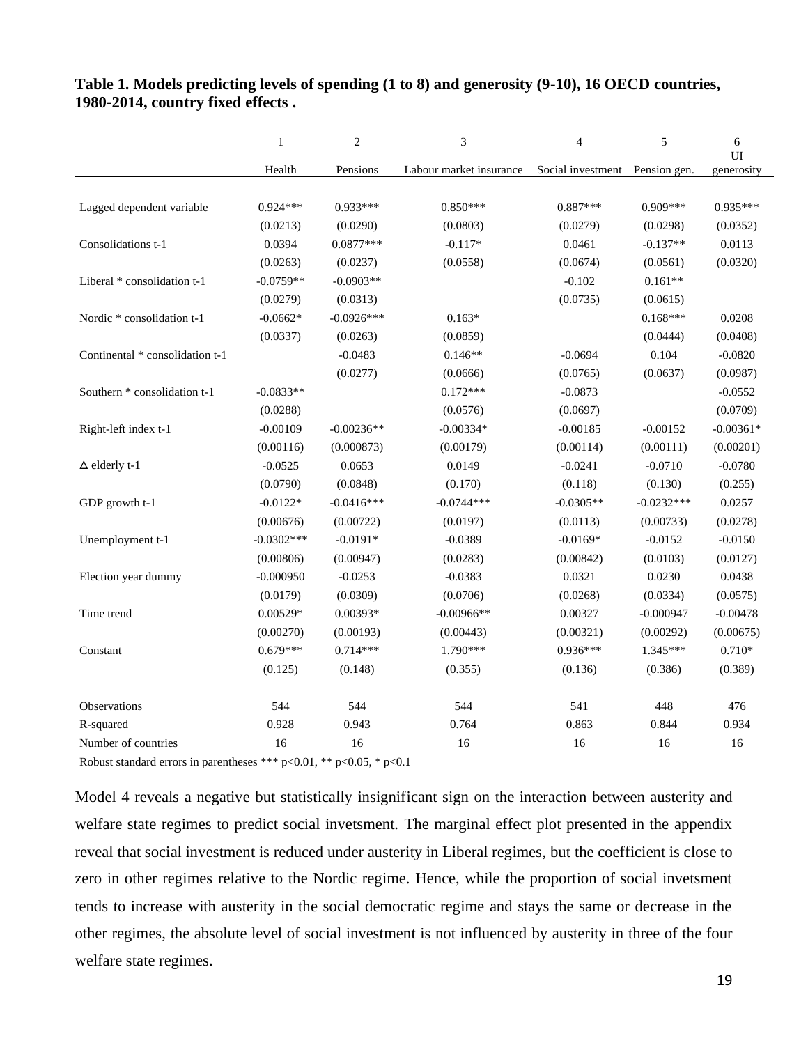**Table 1. Models predicting levels of spending (1 to 8) and generosity (9-10), 16 OECD countries, 1980-2014, country fixed effects .**

| | 1 | 2 | 3 | 4 | 5 | 6 |
|---|---|---|---|---|---|---|
| | Health | Pensions | Labour market insurance | Social investment | Pension gen. | UI generosity |
| Lagged dependent variable | 0.924*** | 0.933*** | 0.850*** | 0.887*** | 0.909*** | 0.935*** |
| | (0.0213) | (0.0290) | (0.0803) | (0.0279) | (0.0298) | (0.0352) |
| Consolidations t-1 | 0.0394 | 0.0877*** | -0.117* | 0.0461 | -0.137** | 0.0113 |
| | (0.0263) | (0.0237) | (0.0558) | (0.0674) | (0.0561) | (0.0320) |
| Liberal * consolidation t-1 | -0.0759** | -0.0903** | | -0.102 | 0.161** | |
| | (0.0279) | (0.0313) | | (0.0735) | (0.0615) | |
| Nordic * consolidation t-1 | -0.0662* | -0.0926*** | 0.163* | | 0.168*** | 0.0208 |
| | (0.0337) | (0.0263) | (0.0859) | | (0.0444) | (0.0408) |
| Continental * consolidation t-1 | | -0.0483 | 0.146** | -0.0694 | 0.104 | -0.0820 |
| | | (0.0277) | (0.0666) | (0.0765) | (0.0637) | (0.0987) |
| Southern * consolidation t-1 | -0.0833** | | 0.172*** | -0.0873 | | -0.0552 |
| | (0.0288) | | (0.0576) | (0.0697) | | (0.0709) |
| Right-left index t-1 | -0.00109 | -0.00236** | -0.00334* | -0.00185 | -0.00152 | -0.00361* |
| | (0.00116) | (0.000873) | (0.00179) | (0.00114) | (0.00111) | (0.00201) |
| Δ elderly t-1 | -0.0525 | 0.0653 | 0.0149 | -0.0241 | -0.0710 | -0.0780 |
| | (0.0790) | (0.0848) | (0.170) | (0.118) | (0.130) | (0.255) |
| GDP growth t-1 | -0.0122* | -0.0416*** | -0.0744*** | -0.0305** | -0.0232*** | 0.0257 |
| | (0.00676) | (0.00722) | (0.0197) | (0.0113) | (0.00733) | (0.0278) |
| Unemployment t-1 | -0.0302*** | -0.0191* | -0.0389 | -0.0169* | -0.0152 | -0.0150 |
| | (0.00806) | (0.00947) | (0.0283) | (0.00842) | (0.0103) | (0.0127) |
| Election year dummy | -0.000950 | -0.0253 | -0.0383 | 0.0321 | 0.0230 | 0.0438 |
| | (0.0179) | (0.0309) | (0.0706) | (0.0268) | (0.0334) | (0.0575) |
| Time trend | 0.00529* | 0.00393* | -0.00966** | 0.00327 | -0.000947 | -0.00478 |
| | (0.00270) | (0.00193) | (0.00443) | (0.00321) | (0.00292) | (0.00675) |
| Constant | 0.679*** | 0.714*** | 1.790*** | 0.936*** | 1.345*** | 0.710* |
| | (0.125) | (0.148) | (0.355) | (0.136) | (0.386) | (0.389) |
| Observations | 544 | 544 | 544 | 541 | 448 | 476 |
| R-squared | 0.928 | 0.943 | 0.764 | 0.863 | 0.844 | 0.934 |
| Number of countries | 16 | 16 | 16 | 16 | 16 | 16 |

Robust standard errors in parentheses *** p<0.01, ** p<0.05, * p<0.1

Model 4 reveals a negative but statistically insignificant sign on the interaction between austerity and welfare state regimes to predict social invetsment. The marginal effect plot presented in the appendix reveal that social investment is reduced under austerity in Liberal regimes, but the coefficient is close to zero in other regimes relative to the Nordic regime. Hence, while the proportion of social invetsment tends to increase with austerity in the social democratic regime and stays the same or decrease in the other regimes, the absolute level of social investment is not influenced by austerity in three of the four welfare state regimes.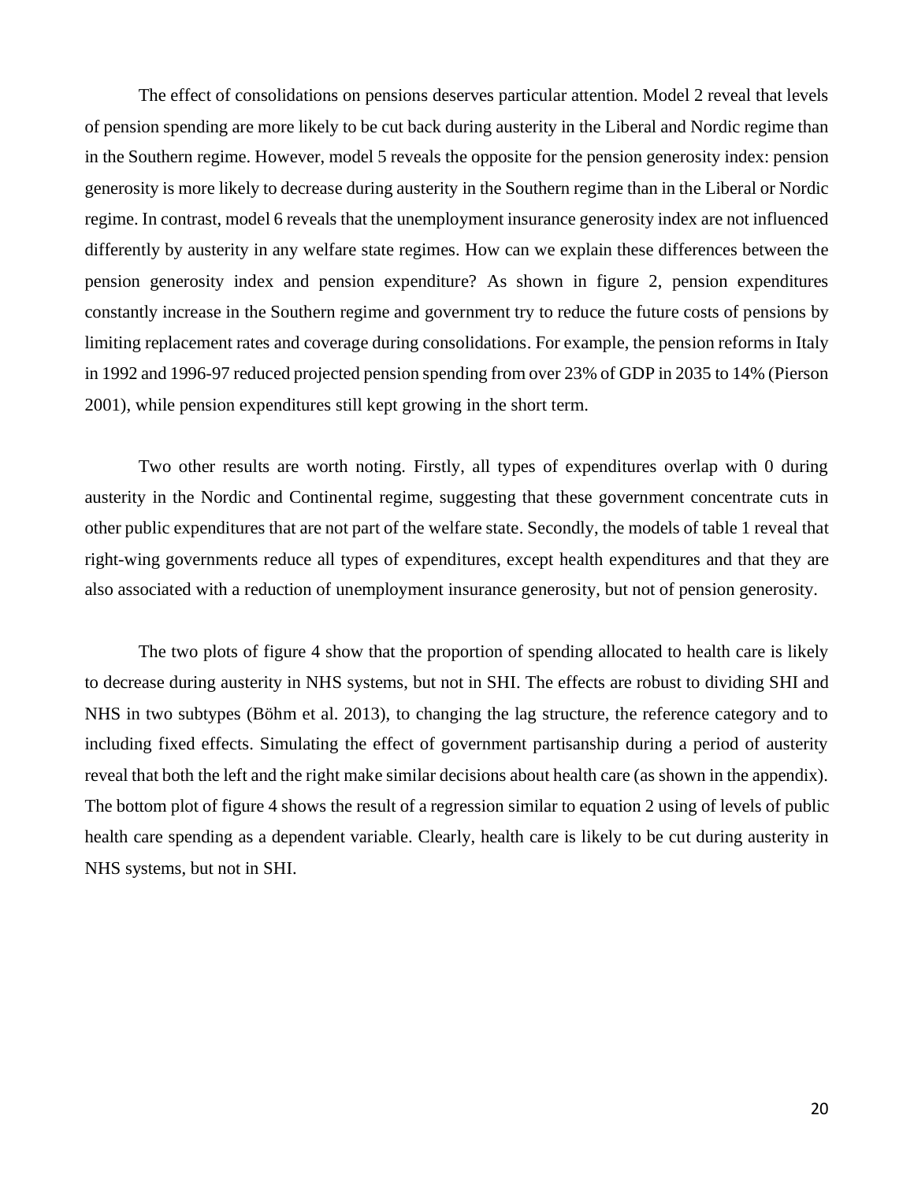The effect of consolidations on pensions deserves particular attention. Model 2 reveal that levels of pension spending are more likely to be cut back during austerity in the Liberal and Nordic regime than in the Southern regime. However, model 5 reveals the opposite for the pension generosity index: pension generosity is more likely to decrease during austerity in the Southern regime than in the Liberal or Nordic regime. In contrast, model 6 reveals that the unemployment insurance generosity index are not influenced differently by austerity in any welfare state regimes. How can we explain these differences between the pension generosity index and pension expenditure? As shown in figure 2, pension expenditures constantly increase in the Southern regime and government try to reduce the future costs of pensions by limiting replacement rates and coverage during consolidations. For example, the pension reforms in Italy in 1992 and 1996-97 reduced projected pension spending from over 23% of GDP in 2035 to 14% (Pierson 2001), while pension expenditures still kept growing in the short term.

Two other results are worth noting. Firstly, all types of expenditures overlap with 0 during austerity in the Nordic and Continental regime, suggesting that these government concentrate cuts in other public expenditures that are not part of the welfare state. Secondly, the models of table 1 reveal that right-wing governments reduce all types of expenditures, except health expenditures and that they are also associated with a reduction of unemployment insurance generosity, but not of pension generosity.

The two plots of figure 4 show that the proportion of spending allocated to health care is likely to decrease during austerity in NHS systems, but not in SHI. The effects are robust to dividing SHI and NHS in two subtypes (Böhm et al. 2013), to changing the lag structure, the reference category and to including fixed effects. Simulating the effect of government partisanship during a period of austerity reveal that both the left and the right make similar decisions about health care (as shown in the appendix). The bottom plot of figure 4 shows the result of a regression similar to equation 2 using of levels of public health care spending as a dependent variable. Clearly, health care is likely to be cut during austerity in NHS systems, but not in SHI.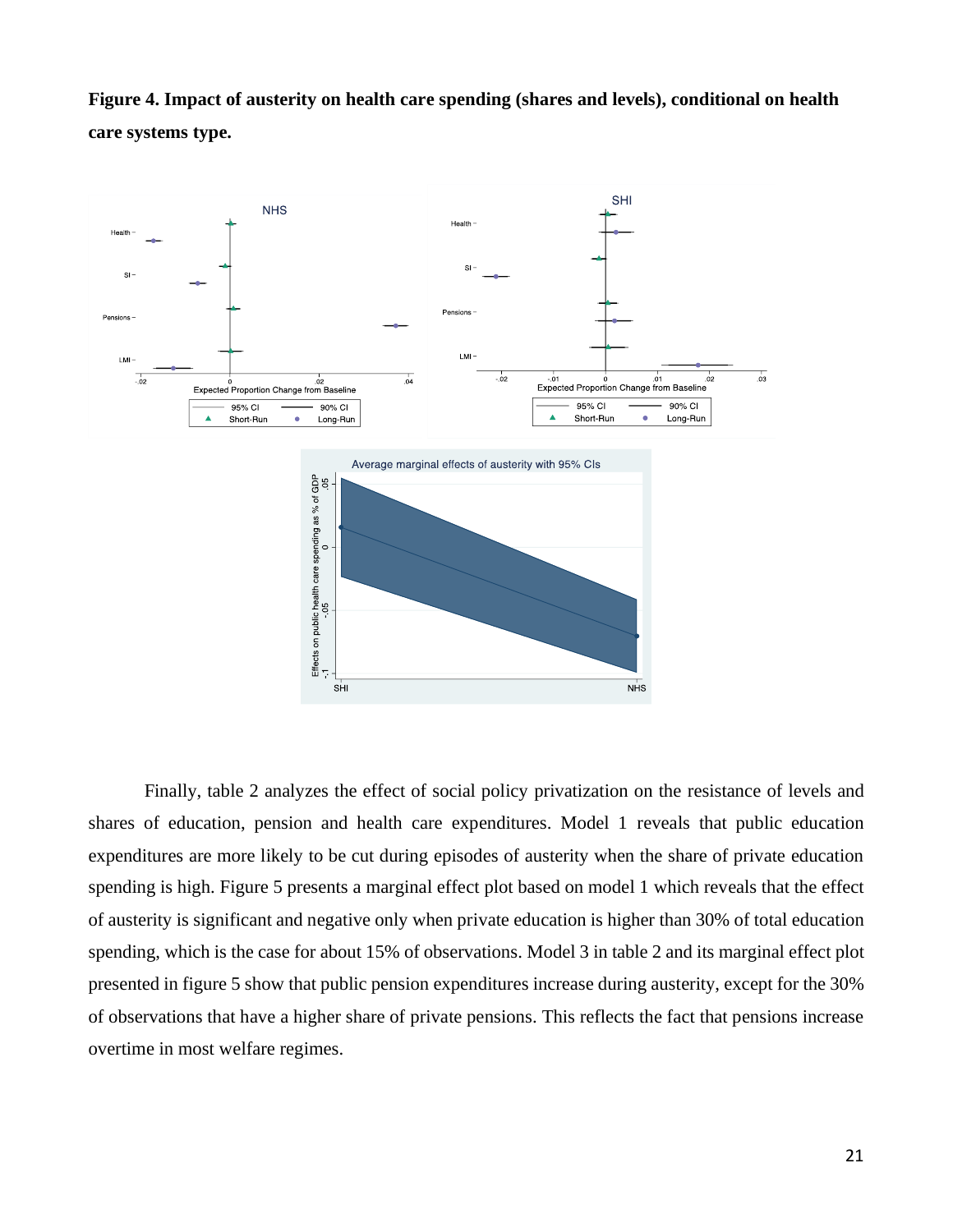**Figure 4. Impact of austerity on health care spending (shares and levels), conditional on health care systems type.**

Finally, table 2 analyzes the effect of social policy privatization on the resistance of levels and shares of education, pension and health care expenditures. Model 1 reveals that public education expenditures are more likely to be cut during episodes of austerity when the share of private education spending is high. Figure 5 presents a marginal effect plot based on model 1 which reveals that the effect of austerity is significant and negative only when private education is higher than 30% of total education spending, which is the case for about 15% of observations. Model 3 in table 2 and its marginal effect plot presented in figure 5 show that public pension expenditures increase during austerity, except for the 30% of observations that have a higher share of private pensions. This reflects the fact that pensions increase overtime in most welfare regimes.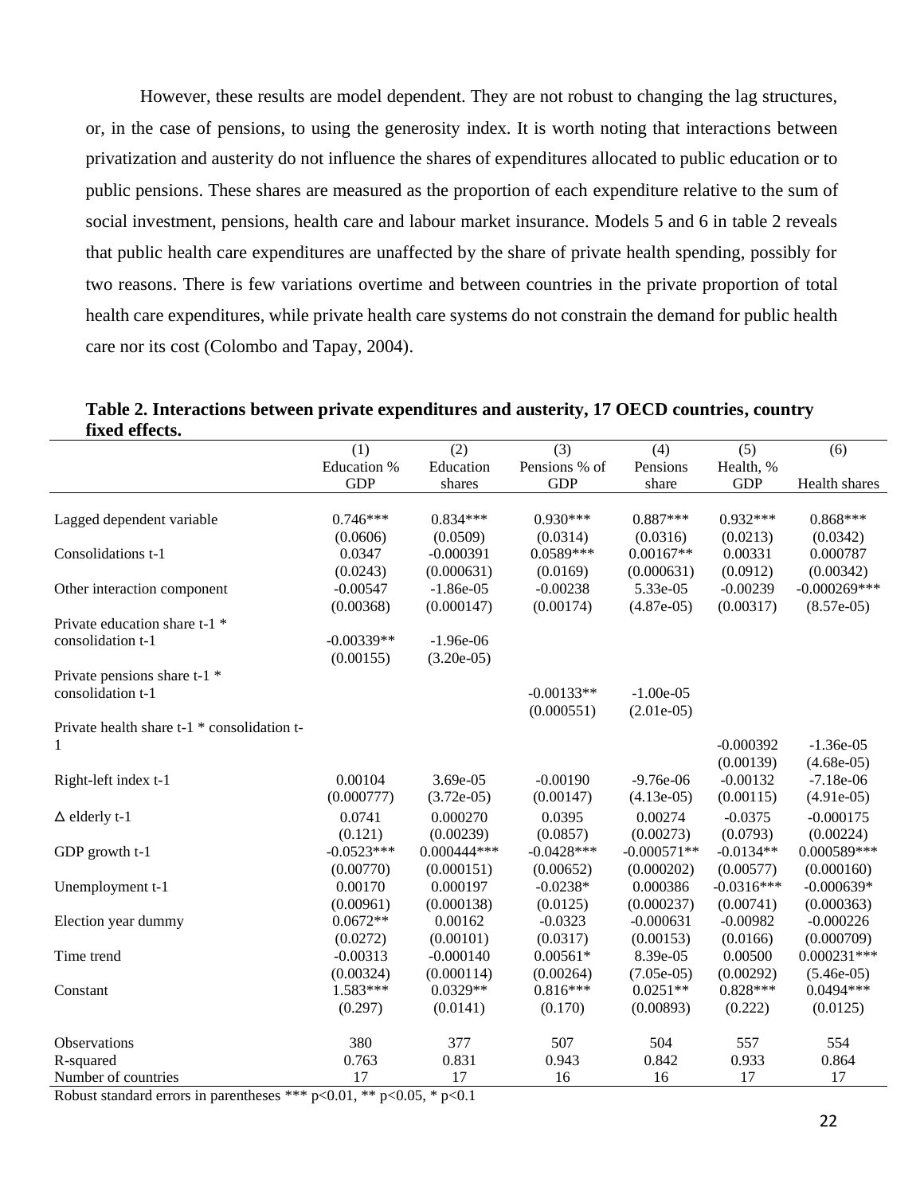However, these results are model dependent. They are not robust to changing the lag structures, or, in the case of pensions, to using the generosity index. It is worth noting that interactions between privatization and austerity do not influence the shares of expenditures allocated to public education or to public pensions. These shares are measured as the proportion of each expenditure relative to the sum of social investment, pensions, health care and labour market insurance. Models 5 and 6 in table 2 reveals that public health care expenditures are unaffected by the share of private health spending, possibly for two reasons. There is few variations overtime and between countries in the private proportion of total health care expenditures, while private health care systems do not constrain the demand for public health care nor its cost (Colombo and Tapay, 2004).

**Table 2. Interactions between private expenditures and austerity, 17 OECD countries, country fixed effects.**

| | (1) Education % GDP | (2) Education shares | (3) Pensions % of GDP | (4) Pensions share | (5) Health, % GDP | (6) Health shares |
|---|---|---|---|---|---|---|
| Lagged dependent variable | 0.746*** | 0.834*** | 0.930*** | 0.887*** | 0.932*** | 0.868*** |
| | (0.0606) | (0.0509) | (0.0314) | (0.0316) | (0.0213) | (0.0342) |
| Consolidations t-1 | 0.0347 | -0.000391 | 0.0589*** | 0.00167** | 0.00331 | 0.000787 |
| | (0.0243) | (0.000631) | (0.0169) | (0.000631) | (0.0912) | (0.00342) |
| Other interaction component | -0.00547 | -1.86e-05 | -0.00238 | 5.33e-05 | -0.00239 | -0.000269*** |
| | (0.00368) | (0.000147) | (0.00174) | (4.87e-05) | (0.00317) | (8.57e-05) |
| Private education share t-1 * consolidation t-1 | -0.00339** | -1.96e-06 | | | | |
| | (0.00155) | (3.20e-05) | | | | |
| Private pensions share t-1 * consolidation t-1 | | | -0.00133** | -1.00e-05 | | |
| | | | (0.000551) | (2.01e-05) | | |
| Private health share t-1 * consolidation t-1 | | | | | -0.000392 | -1.36e-05 |
| | | | | | (0.00139) | (4.68e-05) |
| Right-left index t-1 | 0.00104 | 3.69e-05 | -0.00190 | -9.76e-06 | -0.00132 | -7.18e-06 |
| | (0.000777) | (3.72e-05) | (0.00147) | (4.13e-05) | (0.00115) | (4.91e-05) |
| ∆ elderly t-1 | 0.0741 | 0.000270 | 0.0395 | 0.00274 | -0.0375 | -0.000175 |
| | (0.121) | (0.00239) | (0.0857) | (0.00273) | (0.0793) | (0.00224) |
| GDP growth t-1 | -0.0523*** | 0.000444*** | -0.0428*** | -0.000571** | -0.0134** | 0.000589*** |
| | (0.00770) | (0.000151) | (0.00652) | (0.000202) | (0.00577) | (0.000160) |
| Unemployment t-1 | 0.00170 | 0.000197 | -0.0238* | 0.000386 | -0.0316*** | -0.000639* |
| | (0.00961) | (0.000138) | (0.0125) | (0.000237) | (0.00741) | (0.000363) |
| Election year dummy | 0.0672** | 0.00162 | -0.0323 | -0.000631 | -0.00982 | -0.000226 |
| | (0.0272) | (0.00101) | (0.0317) | (0.00153) | (0.0166) | (0.000709) |
| Time trend | -0.00313 | -0.000140 | 0.00561* | 8.39e-05 | 0.00500 | 0.000231*** |
| | (0.00324) | (0.000114) | (0.00264) | (7.05e-05) | (0.00292) | (5.46e-05) |
| Constant | 1.583*** | 0.0329** | 0.816*** | 0.0251** | 0.828*** | 0.0494*** |
| | (0.297) | (0.0141) | (0.170) | (0.00893) | (0.222) | (0.0125) |
| Observations | 380 | 377 | 507 | 504 | 557 | 554 |
| R-squared | 0.763 | 0.831 | 0.943 | 0.842 | 0.933 | 0.864 |
| Number of countries | 17 | 17 | 16 | 16 | 17 | 17 |

Robust standard errors in parentheses *** p<0.01, ** p<0.05, * p<0.1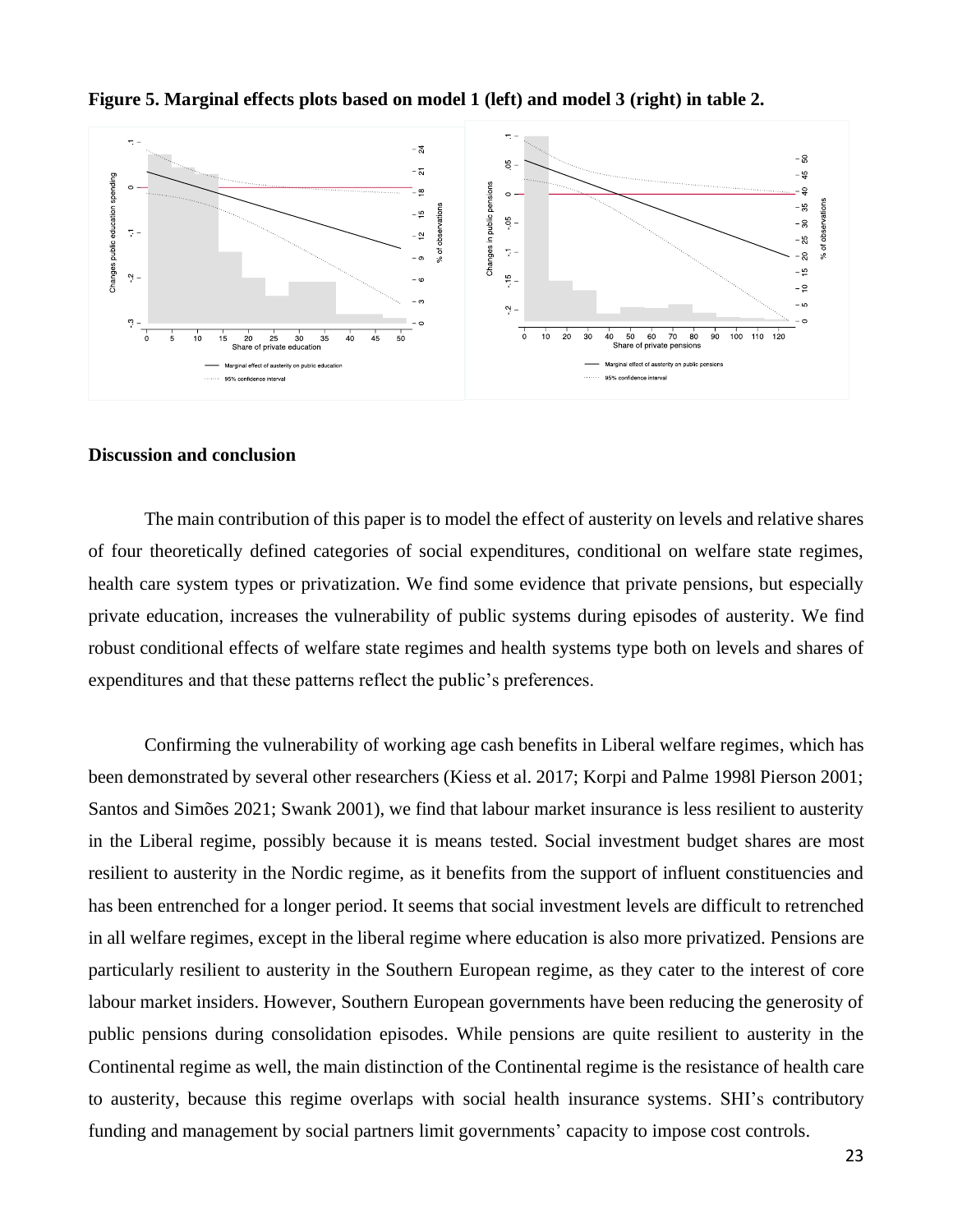**Figure 5. Marginal effects plots based on model 1 (left) and model 3 (right) in table 2.**

### Discussion and conclusion

The main contribution of this paper is to model the effect of austerity on levels and relative shares of four theoretically defined categories of social expenditures, conditional on welfare state regimes, health care system types or privatization. We find some evidence that private pensions, but especially private education, increases the vulnerability of public systems during episodes of austerity. We find robust conditional effects of welfare state regimes and health systems type both on levels and shares of expenditures and that these patterns reflect the public's preferences.

Confirming the vulnerability of working age cash benefits in Liberal welfare regimes, which has been demonstrated by several other researchers (Kiess et al. 2017; Korpi and Palme 1998l Pierson 2001; Santos and Simões 2021; Swank 2001), we find that labour market insurance is less resilient to austerity in the Liberal regime, possibly because it is means tested. Social investment budget shares are most resilient to austerity in the Nordic regime, as it benefits from the support of influent constituencies and has been entrenched for a longer period. It seems that social investment levels are difficult to retrenched in all welfare regimes, except in the liberal regime where education is also more privatized. Pensions are particularly resilient to austerity in the Southern European regime, as they cater to the interest of core labour market insiders. However, Southern European governments have been reducing the generosity of public pensions during consolidation episodes. While pensions are quite resilient to austerity in the Continental regime as well, the main distinction of the Continental regime is the resistance of health care to austerity, because this regime overlaps with social health insurance systems. SHI's contributory funding and management by social partners limit governments' capacity to impose cost controls.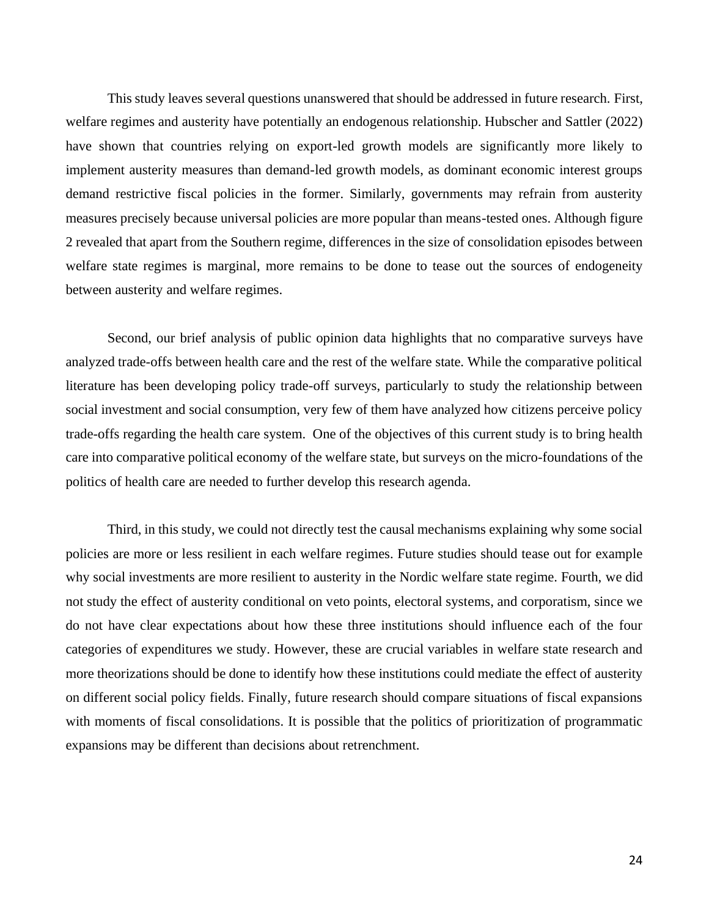This study leaves several questions unanswered that should be addressed in future research. First, welfare regimes and austerity have potentially an endogenous relationship. Hubscher and Sattler (2022) have shown that countries relying on export-led growth models are significantly more likely to implement austerity measures than demand-led growth models, as dominant economic interest groups demand restrictive fiscal policies in the former. Similarly, governments may refrain from austerity measures precisely because universal policies are more popular than means-tested ones. Although figure 2 revealed that apart from the Southern regime, differences in the size of consolidation episodes between welfare state regimes is marginal, more remains to be done to tease out the sources of endogeneity between austerity and welfare regimes.

Second, our brief analysis of public opinion data highlights that no comparative surveys have analyzed trade-offs between health care and the rest of the welfare state. While the comparative political literature has been developing policy trade-off surveys, particularly to study the relationship between social investment and social consumption, very few of them have analyzed how citizens perceive policy trade-offs regarding the health care system. One of the objectives of this current study is to bring health care into comparative political economy of the welfare state, but surveys on the micro-foundations of the politics of health care are needed to further develop this research agenda.

Third, in this study, we could not directly test the causal mechanisms explaining why some social policies are more or less resilient in each welfare regimes. Future studies should tease out for example why social investments are more resilient to austerity in the Nordic welfare state regime. Fourth, we did not study the effect of austerity conditional on veto points, electoral systems, and corporatism, since we do not have clear expectations about how these three institutions should influence each of the four categories of expenditures we study. However, these are crucial variables in welfare state research and more theorizations should be done to identify how these institutions could mediate the effect of austerity on different social policy fields. Finally, future research should compare situations of fiscal expansions with moments of fiscal consolidations. It is possible that the politics of prioritization of programmatic expansions may be different than decisions about retrenchment.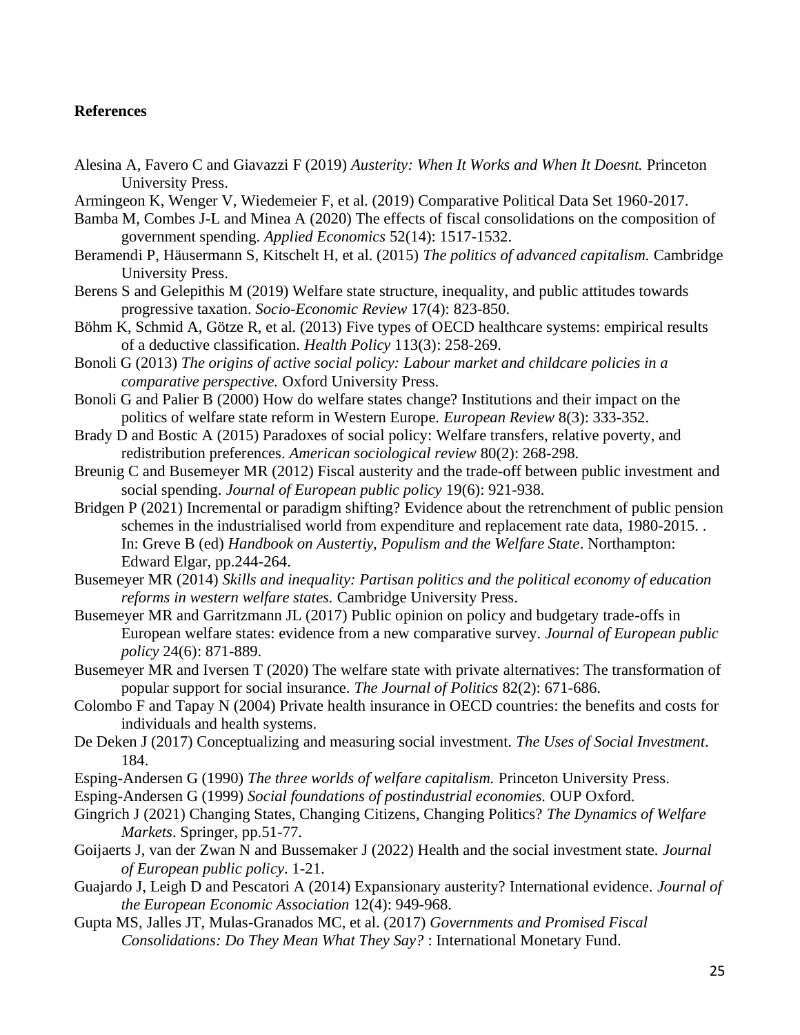**References**

Alesina A, Favero C and Giavazzi F (2019) *Austerity: When It Works and When It Doesnt.* Princeton University Press.

Armingeon K, Wenger V, Wiedemeier F, et al. (2019) Comparative Political Data Set 1960-2017.

Bamba M, Combes J-L and Minea A (2020) The effects of fiscal consolidations on the composition of government spending. *Applied Economics* 52(14): 1517-1532.

Beramendi P, Häusermann S, Kitschelt H, et al. (2015) *The politics of advanced capitalism.* Cambridge University Press.

Berens S and Gelepithis M (2019) Welfare state structure, inequality, and public attitudes towards progressive taxation. *Socio-Economic Review* 17(4): 823-850.

Böhm K, Schmid A, Götze R, et al. (2013) Five types of OECD healthcare systems: empirical results of a deductive classification. *Health Policy* 113(3): 258-269.

Bonoli G (2013) *The origins of active social policy: Labour market and childcare policies in a comparative perspective.* Oxford University Press.

Bonoli G and Palier B (2000) How do welfare states change? Institutions and their impact on the politics of welfare state reform in Western Europe. *European Review* 8(3): 333-352.

Brady D and Bostic A (2015) Paradoxes of social policy: Welfare transfers, relative poverty, and redistribution preferences. *American sociological review* 80(2): 268-298.

Breunig C and Busemeyer MR (2012) Fiscal austerity and the trade-off between public investment and social spending. *Journal of European public policy* 19(6): 921-938.

Bridgen P (2021) Incremental or paradigm shifting? Evidence about the retrenchment of public pension schemes in the industrialised world from expenditure and replacement rate data, 1980-2015. . In: Greve B (ed) *Handbook on Austertiy, Populism and the Welfare State*. Northampton: Edward Elgar, pp.244-264.

Busemeyer MR (2014) *Skills and inequality: Partisan politics and the political economy of education reforms in western welfare states.* Cambridge University Press.

Busemeyer MR and Garritzmann JL (2017) Public opinion on policy and budgetary trade-offs in European welfare states: evidence from a new comparative survey. *Journal of European public policy* 24(6): 871-889.

Busemeyer MR and Iversen T (2020) The welfare state with private alternatives: The transformation of popular support for social insurance. *The Journal of Politics* 82(2): 671-686.

Colombo F and Tapay N (2004) Private health insurance in OECD countries: the benefits and costs for individuals and health systems.

De Deken J (2017) Conceptualizing and measuring social investment. *The Uses of Social Investment*. 184.

Esping-Andersen G (1990) *The three worlds of welfare capitalism.* Princeton University Press.

Esping-Andersen G (1999) *Social foundations of postindustrial economies.* OUP Oxford.

Gingrich J (2021) Changing States, Changing Citizens, Changing Politics? *The Dynamics of Welfare Markets*. Springer, pp.51-77.

Goijaerts J, van der Zwan N and Bussemaker J (2022) Health and the social investment state. *Journal of European public policy*. 1-21.

Guajardo J, Leigh D and Pescatori A (2014) Expansionary austerity? International evidence. *Journal of the European Economic Association* 12(4): 949-968.

Gupta MS, Jalles JT, Mulas-Granados MC, et al. (2017) *Governments and Promised Fiscal Consolidations: Do They Mean What They Say?* : International Monetary Fund.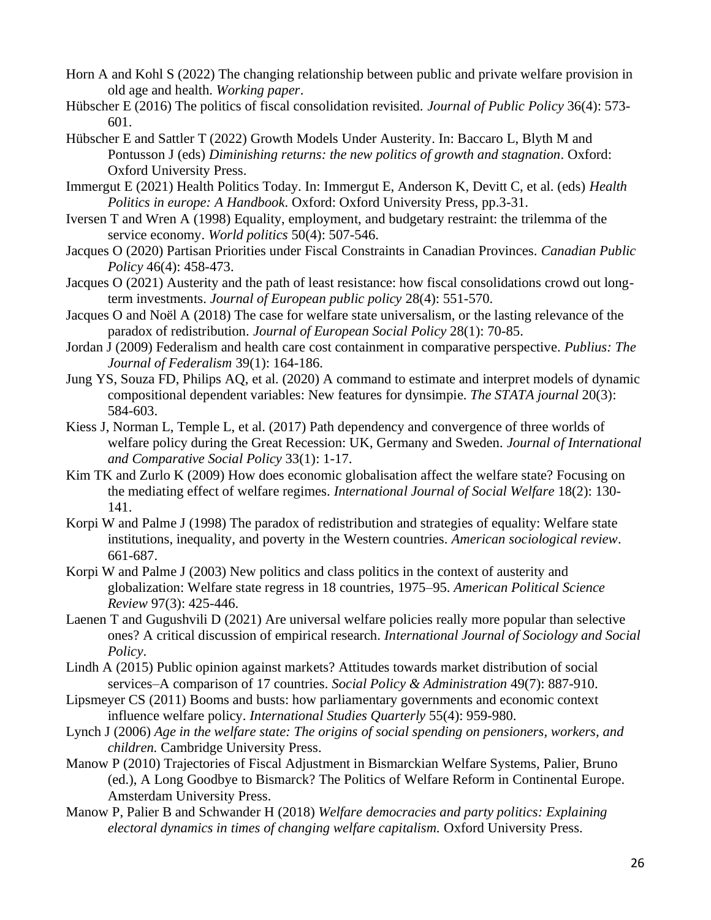Horn A and Kohl S (2022) The changing relationship between public and private welfare provision in old age and health. *Working paper*.

Hübscher E (2016) The politics of fiscal consolidation revisited. *Journal of Public Policy* 36(4): 573-601.

Hübscher E and Sattler T (2022) Growth Models Under Austerity. In: Baccaro L, Blyth M and Pontusson J (eds) *Diminishing returns: the new politics of growth and stagnation*. Oxford: Oxford University Press.

Immergut E (2021) Health Politics Today. In: Immergut E, Anderson K, Devitt C, et al. (eds) *Health Politics in europe: A Handbook*. Oxford: Oxford University Press, pp.3-31.

Iversen T and Wren A (1998) Equality, employment, and budgetary restraint: the trilemma of the service economy. *World politics* 50(4): 507-546.

Jacques O (2020) Partisan Priorities under Fiscal Constraints in Canadian Provinces. *Canadian Public Policy* 46(4): 458-473.

Jacques O (2021) Austerity and the path of least resistance: how fiscal consolidations crowd out long-term investments. *Journal of European public policy* 28(4): 551-570.

Jacques O and Noël A (2018) The case for welfare state universalism, or the lasting relevance of the paradox of redistribution. *Journal of European Social Policy* 28(1): 70-85.

Jordan J (2009) Federalism and health care cost containment in comparative perspective. *Publius: The Journal of Federalism* 39(1): 164-186.

Jung YS, Souza FD, Philips AQ, et al. (2020) A command to estimate and interpret models of dynamic compositional dependent variables: New features for dynsimpie. *The STATA journal* 20(3): 584-603.

Kiess J, Norman L, Temple L, et al. (2017) Path dependency and convergence of three worlds of welfare policy during the Great Recession: UK, Germany and Sweden. *Journal of International and Comparative Social Policy* 33(1): 1-17.

Kim TK and Zurlo K (2009) How does economic globalisation affect the welfare state? Focusing on the mediating effect of welfare regimes. *International Journal of Social Welfare* 18(2): 130-141.

Korpi W and Palme J (1998) The paradox of redistribution and strategies of equality: Welfare state institutions, inequality, and poverty in the Western countries. *American sociological review*. 661-687.

Korpi W and Palme J (2003) New politics and class politics in the context of austerity and globalization: Welfare state regress in 18 countries, 1975–95. *American Political Science Review* 97(3): 425-446.

Laenen T and Gugushvili D (2021) Are universal welfare policies really more popular than selective ones? A critical discussion of empirical research. *International Journal of Sociology and Social Policy*.

Lindh A (2015) Public opinion against markets? Attitudes towards market distribution of social services–A comparison of 17 countries. *Social Policy & Administration* 49(7): 887-910.

Lipsmeyer CS (2011) Booms and busts: how parliamentary governments and economic context influence welfare policy. *International Studies Quarterly* 55(4): 959-980.

Lynch J (2006) *Age in the welfare state: The origins of social spending on pensioners, workers, and children.* Cambridge University Press.

Manow P (2010) Trajectories of Fiscal Adjustment in Bismarckian Welfare Systems, Palier, Bruno (ed.), A Long Goodbye to Bismarck? The Politics of Welfare Reform in Continental Europe. Amsterdam University Press.

Manow P, Palier B and Schwander H (2018) *Welfare democracies and party politics: Explaining electoral dynamics in times of changing welfare capitalism.* Oxford University Press.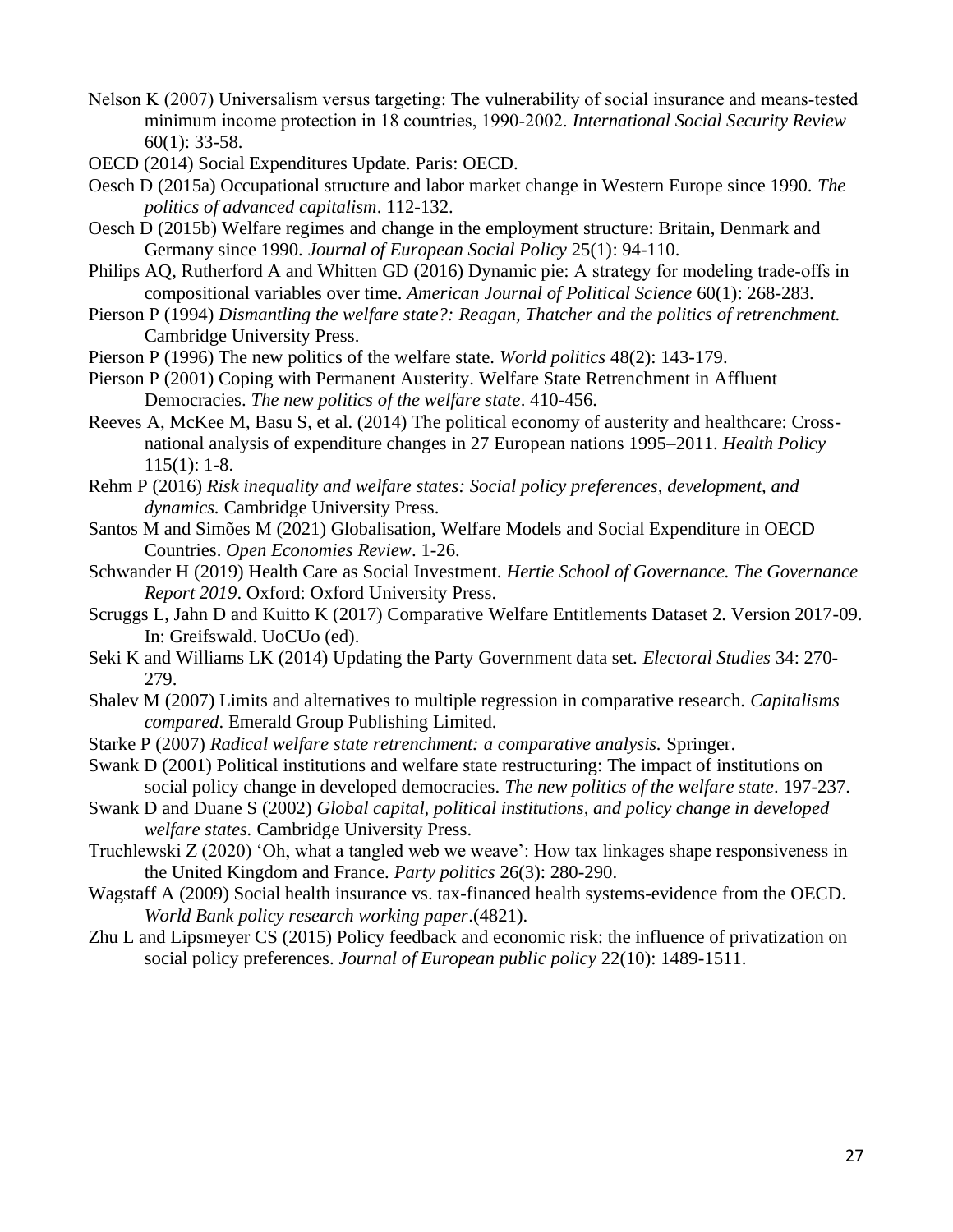Nelson K (2007) Universalism versus targeting: The vulnerability of social insurance and means-tested minimum income protection in 18 countries, 1990-2002. *International Social Security Review* 60(1): 33-58.

OECD (2014) Social Expenditures Update. Paris: OECD.

Oesch D (2015a) Occupational structure and labor market change in Western Europe since 1990. *The politics of advanced capitalism*. 112-132.

Oesch D (2015b) Welfare regimes and change in the employment structure: Britain, Denmark and Germany since 1990. *Journal of European Social Policy* 25(1): 94-110.

Philips AQ, Rutherford A and Whitten GD (2016) Dynamic pie: A strategy for modeling trade-offs in compositional variables over time. *American Journal of Political Science* 60(1): 268-283.

Pierson P (1994) *Dismantling the welfare state?: Reagan, Thatcher and the politics of retrenchment.* Cambridge University Press.

Pierson P (1996) The new politics of the welfare state. *World politics* 48(2): 143-179.

Pierson P (2001) Coping with Permanent Austerity. Welfare State Retrenchment in Affluent Democracies. *The new politics of the welfare state*. 410-456.

Reeves A, McKee M, Basu S, et al. (2014) The political economy of austerity and healthcare: Cross-national analysis of expenditure changes in 27 European nations 1995–2011. *Health Policy* 115(1): 1-8.

Rehm P (2016) *Risk inequality and welfare states: Social policy preferences, development, and dynamics.* Cambridge University Press.

Santos M and Simões M (2021) Globalisation, Welfare Models and Social Expenditure in OECD Countries. *Open Economies Review*. 1-26.

Schwander H (2019) Health Care as Social Investment. *Hertie School of Governance. The Governance Report 2019*. Oxford: Oxford University Press.

Scruggs L, Jahn D and Kuitto K (2017) Comparative Welfare Entitlements Dataset 2. Version 2017-09. In: Greifswald. UoCUo (ed).

Seki K and Williams LK (2014) Updating the Party Government data set. *Electoral Studies* 34: 270-279.

Shalev M (2007) Limits and alternatives to multiple regression in comparative research. *Capitalisms compared*. Emerald Group Publishing Limited.

Starke P (2007) *Radical welfare state retrenchment: a comparative analysis.* Springer.

Swank D (2001) Political institutions and welfare state restructuring: The impact of institutions on social policy change in developed democracies. *The new politics of the welfare state*. 197-237.

Swank D and Duane S (2002) *Global capital, political institutions, and policy change in developed welfare states.* Cambridge University Press.

Truchlewski Z (2020) 'Oh, what a tangled web we weave': How tax linkages shape responsiveness in the United Kingdom and France. *Party politics* 26(3): 280-290.

Wagstaff A (2009) Social health insurance vs. tax-financed health systems-evidence from the OECD. *World Bank policy research working paper*.(4821).

Zhu L and Lipsmeyer CS (2015) Policy feedback and economic risk: the influence of privatization on social policy preferences. *Journal of European public policy* 22(10): 1489-1511.